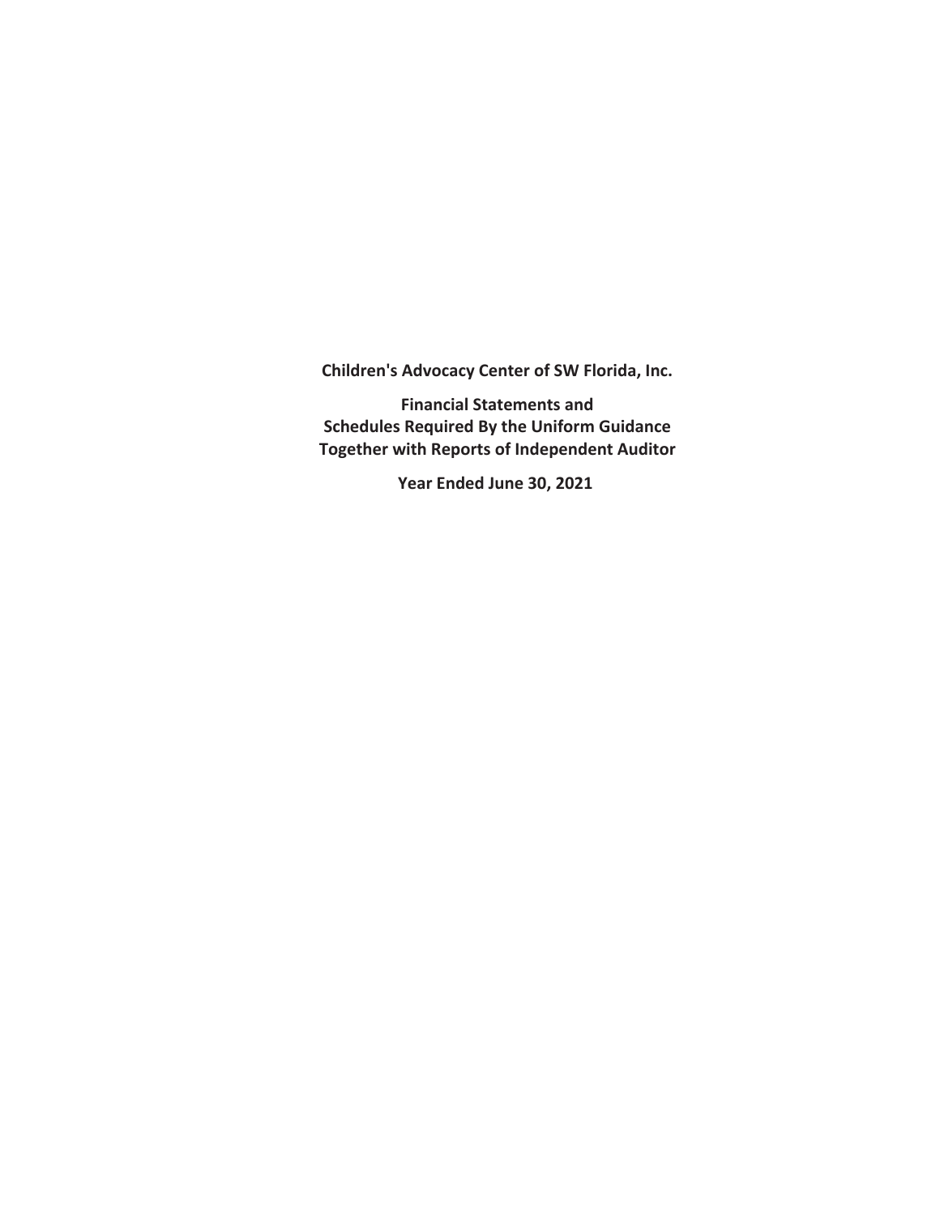**Children's Advocacy Center of SW Florida, Inc.**

**Financial Statements and**
**Schedules Required By the Uniform Guidance**
**Together with Reports of Independent Auditor**

**Year Ended June 30, 2021**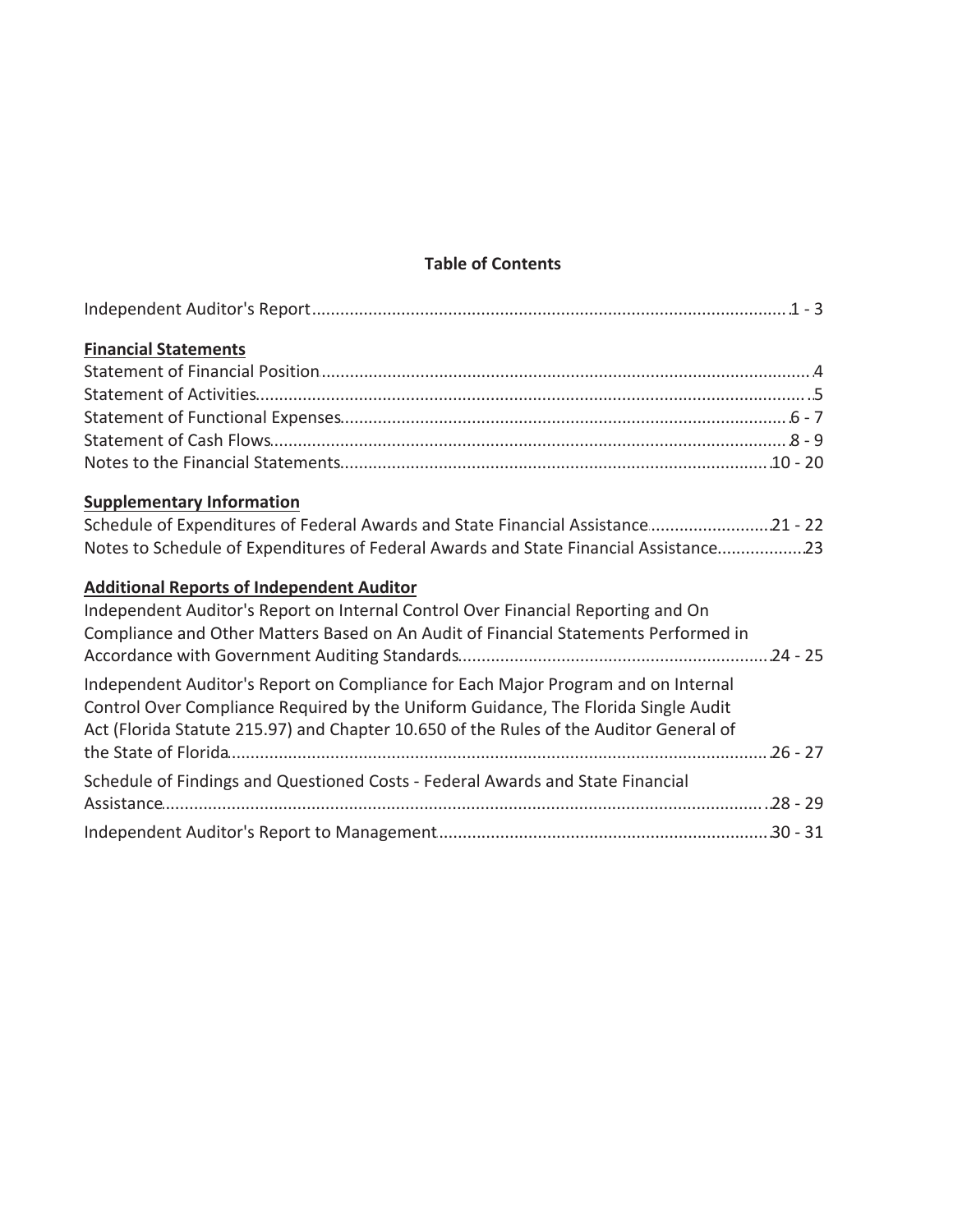# Table of Contents

| | |
|---|---|
| Independent Auditor's Report | 1 - 3 |
| **Financial Statements** | |
| Statement of Financial Position | 4 |
| Statement of Activities | 5 |
| Statement of Functional Expenses | 6 - 7 |
| Statement of Cash Flows | 8 - 9 |
| Notes to the Financial Statements | 10 - 20 |
| **Supplementary Information** | |
| Schedule of Expenditures of Federal Awards and State Financial Assistance | 21 - 22 |
| Notes to Schedule of Expenditures of Federal Awards and State Financial Assistance | 23 |
| **Additional Reports of Independent Auditor** | |
| Independent Auditor's Report on Internal Control Over Financial Reporting and On Compliance and Other Matters Based on An Audit of Financial Statements Performed in Accordance with Government Auditing Standards | 24 - 25 |
| Independent Auditor's Report on Compliance for Each Major Program and on Internal Control Over Compliance Required by the Uniform Guidance, The Florida Single Audit Act (Florida Statute 215.97) and Chapter 10.650 of the Rules of the Auditor General of the State of Florida | 26 - 27 |
| Schedule of Findings and Questioned Costs - Federal Awards and State Financial Assistance | 28 - 29 |
| Independent Auditor's Report to Management | 30 - 31 |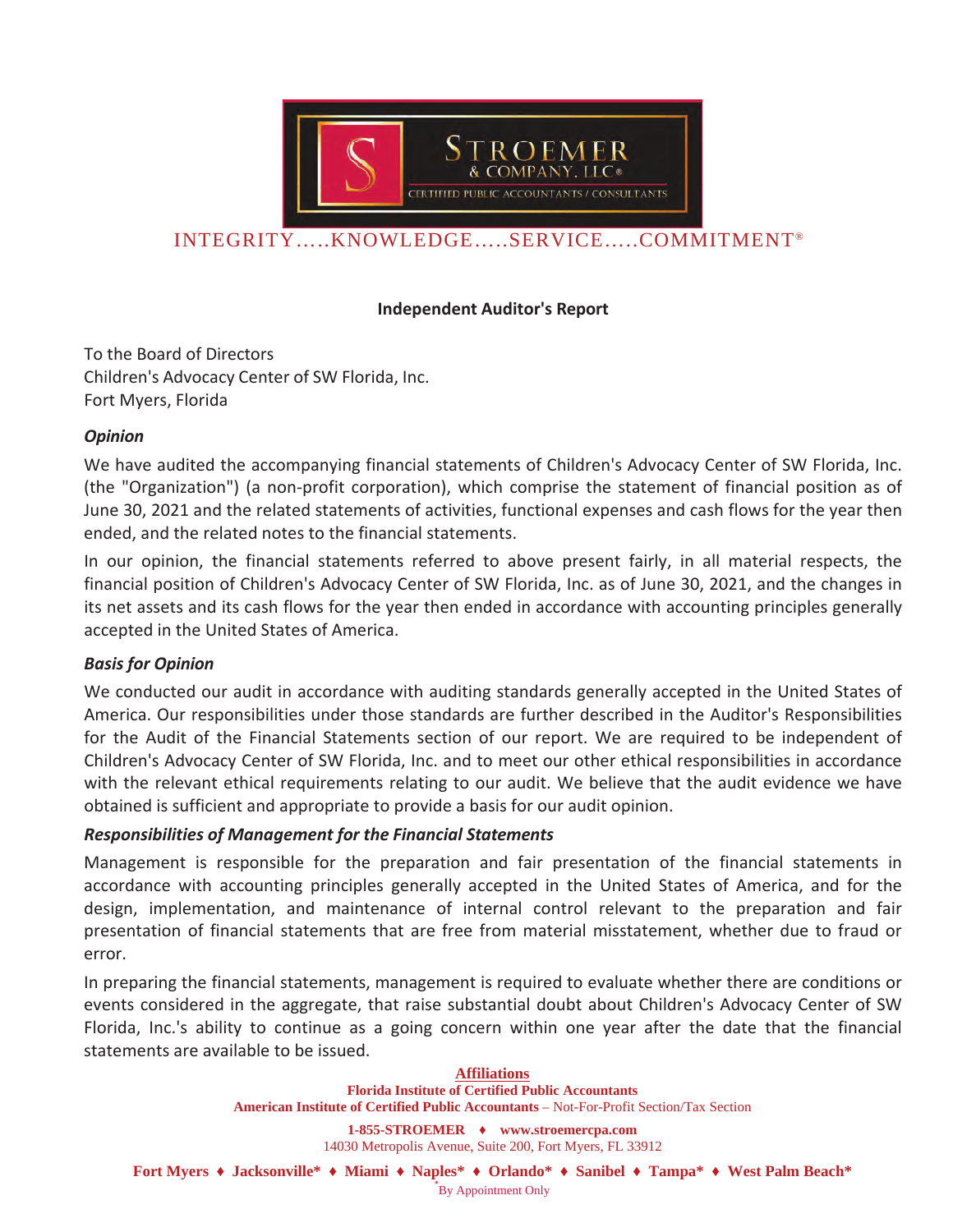STROEMER & COMPANY, LLC®
CERTIFIED PUBLIC ACCOUNTANTS / CONSULTANTS

INTEGRITY.....KNOWLEDGE.....SERVICE.....COMMITMENT®

## Independent Auditor's Report

To the Board of Directors
Children's Advocacy Center of SW Florida, Inc.
Fort Myers, Florida

### *Opinion*

We have audited the accompanying financial statements of Children's Advocacy Center of SW Florida, Inc. (the "Organization") (a non-profit corporation), which comprise the statement of financial position as of June 30, 2021 and the related statements of activities, functional expenses and cash flows for the year then ended, and the related notes to the financial statements.

In our opinion, the financial statements referred to above present fairly, in all material respects, the financial position of Children's Advocacy Center of SW Florida, Inc. as of June 30, 2021, and the changes in its net assets and its cash flows for the year then ended in accordance with accounting principles generally accepted in the United States of America.

### *Basis for Opinion*

We conducted our audit in accordance with auditing standards generally accepted in the United States of America. Our responsibilities under those standards are further described in the Auditor's Responsibilities for the Audit of the Financial Statements section of our report. We are required to be independent of Children's Advocacy Center of SW Florida, Inc. and to meet our other ethical responsibilities in accordance with the relevant ethical requirements relating to our audit. We believe that the audit evidence we have obtained is sufficient and appropriate to provide a basis for our audit opinion.

### *Responsibilities of Management for the Financial Statements*

Management is responsible for the preparation and fair presentation of the financial statements in accordance with accounting principles generally accepted in the United States of America, and for the design, implementation, and maintenance of internal control relevant to the preparation and fair presentation of financial statements that are free from material misstatement, whether due to fraud or error.

In preparing the financial statements, management is required to evaluate whether there are conditions or events considered in the aggregate, that raise substantial doubt about Children's Advocacy Center of SW Florida, Inc.'s ability to continue as a going concern within one year after the date that the financial statements are available to be issued.

**Affiliations**
**Florida Institute of Certified Public Accountants**
**American Institute of Certified Public Accountants** – Not-For-Profit Section/Tax Section

**1-855-STROEMER ♦ www.stroemercpa.com**
14030 Metropolis Avenue, Suite 200, Fort Myers, FL 33912

**Fort Myers ♦ Jacksonville* ♦ Miami ♦ Naples* ♦ Orlando* ♦ Sanibel ♦ Tampa* ♦ West Palm Beach***
*By Appointment Only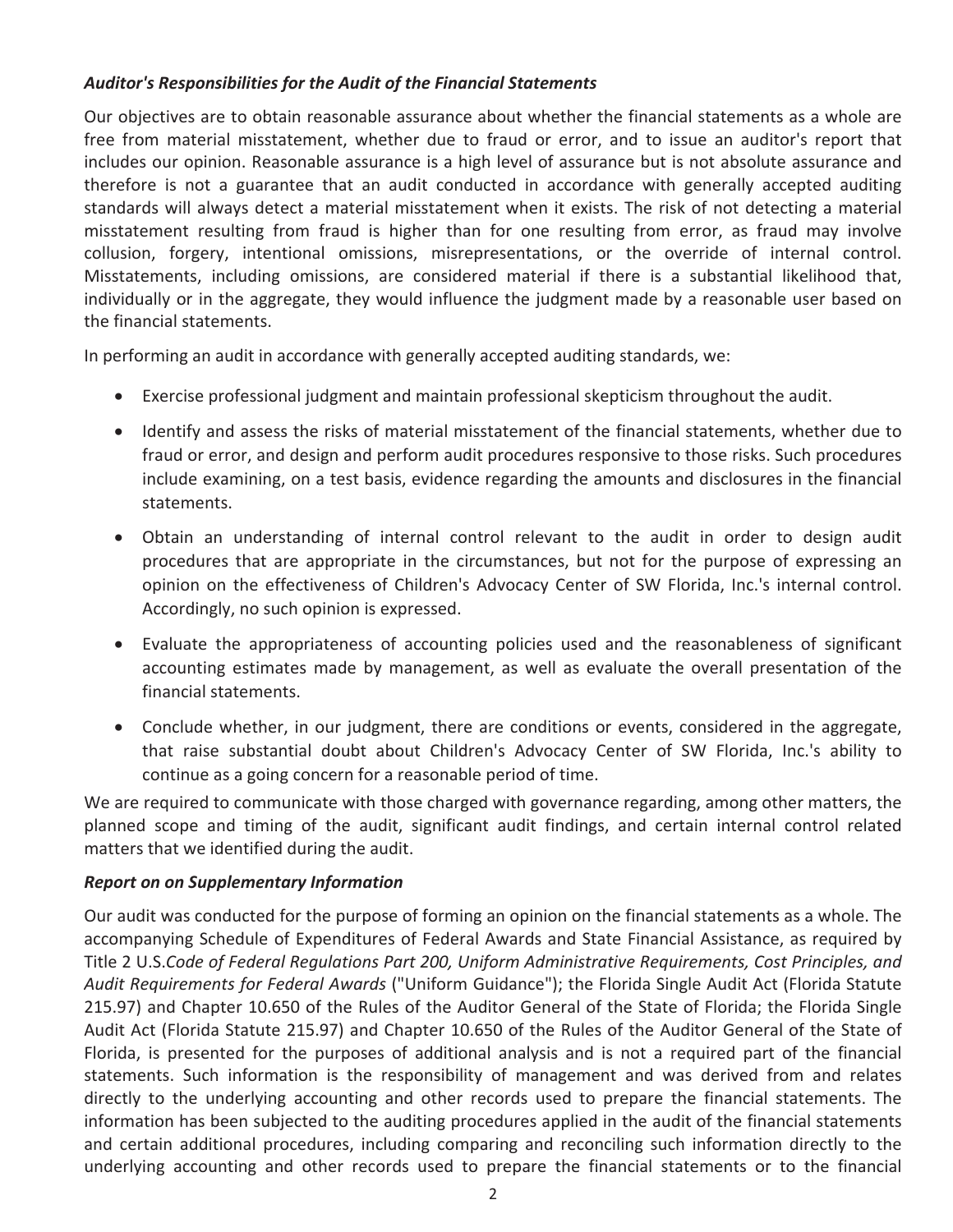### *Auditor's Responsibilities for the Audit of the Financial Statements*

Our objectives are to obtain reasonable assurance about whether the financial statements as a whole are free from material misstatement, whether due to fraud or error, and to issue an auditor's report that includes our opinion. Reasonable assurance is a high level of assurance but is not absolute assurance and therefore is not a guarantee that an audit conducted in accordance with generally accepted auditing standards will always detect a material misstatement when it exists. The risk of not detecting a material misstatement resulting from fraud is higher than for one resulting from error, as fraud may involve collusion, forgery, intentional omissions, misrepresentations, or the override of internal control. Misstatements, including omissions, are considered material if there is a substantial likelihood that, individually or in the aggregate, they would influence the judgment made by a reasonable user based on the financial statements.

In performing an audit in accordance with generally accepted auditing standards, we:

- Exercise professional judgment and maintain professional skepticism throughout the audit.
- Identify and assess the risks of material misstatement of the financial statements, whether due to fraud or error, and design and perform audit procedures responsive to those risks. Such procedures include examining, on a test basis, evidence regarding the amounts and disclosures in the financial statements.
- Obtain an understanding of internal control relevant to the audit in order to design audit procedures that are appropriate in the circumstances, but not for the purpose of expressing an opinion on the effectiveness of Children's Advocacy Center of SW Florida, Inc.'s internal control. Accordingly, no such opinion is expressed.
- Evaluate the appropriateness of accounting policies used and the reasonableness of significant accounting estimates made by management, as well as evaluate the overall presentation of the financial statements.
- Conclude whether, in our judgment, there are conditions or events, considered in the aggregate, that raise substantial doubt about Children's Advocacy Center of SW Florida, Inc.'s ability to continue as a going concern for a reasonable period of time.

We are required to communicate with those charged with governance regarding, among other matters, the planned scope and timing of the audit, significant audit findings, and certain internal control related matters that we identified during the audit.

### *Report on on Supplementary Information*

Our audit was conducted for the purpose of forming an opinion on the financial statements as a whole. The accompanying Schedule of Expenditures of Federal Awards and State Financial Assistance, as required by Title 2 U.S.*Code of Federal Regulations Part 200, Uniform Administrative Requirements, Cost Principles, and Audit Requirements for Federal Awards* ("Uniform Guidance"); the Florida Single Audit Act (Florida Statute 215.97) and Chapter 10.650 of the Rules of the Auditor General of the State of Florida; the Florida Single Audit Act (Florida Statute 215.97) and Chapter 10.650 of the Rules of the Auditor General of the State of Florida, is presented for the purposes of additional analysis and is not a required part of the financial statements. Such information is the responsibility of management and was derived from and relates directly to the underlying accounting and other records used to prepare the financial statements. The information has been subjected to the auditing procedures applied in the audit of the financial statements and certain additional procedures, including comparing and reconciling such information directly to the underlying accounting and other records used to prepare the financial statements or to the financial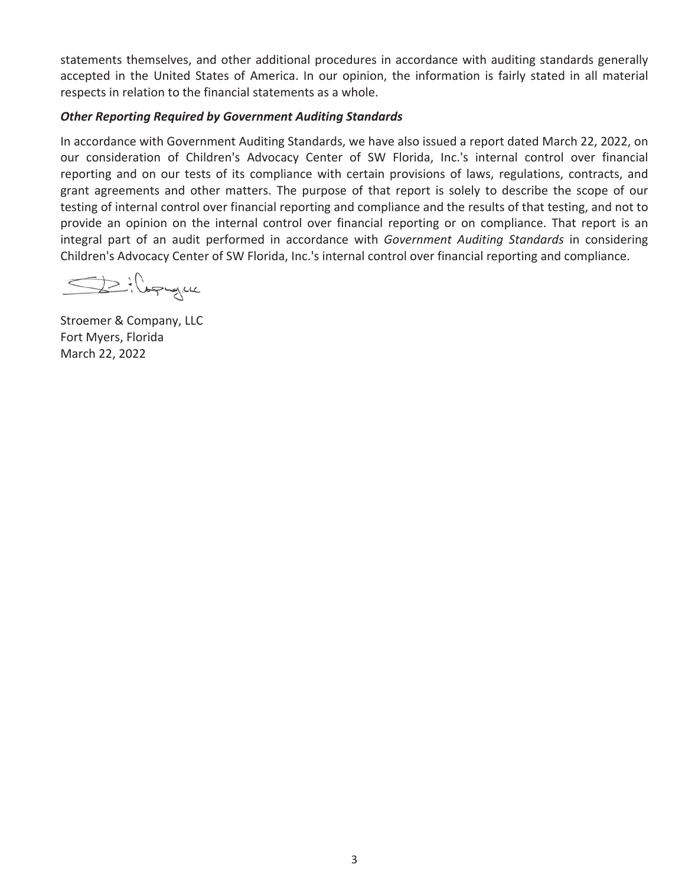statements themselves, and other additional procedures in accordance with auditing standards generally accepted in the United States of America. In our opinion, the information is fairly stated in all material respects in relation to the financial statements as a whole.

***Other Reporting Required by Government Auditing Standards***

In accordance with Government Auditing Standards, we have also issued a report dated March 22, 2022, on our consideration of Children's Advocacy Center of SW Florida, Inc.'s internal control over financial reporting and on our tests of its compliance with certain provisions of laws, regulations, contracts, and grant agreements and other matters. The purpose of that report is solely to describe the scope of our testing of internal control over financial reporting and compliance and the results of that testing, and not to provide an opinion on the internal control over financial reporting or on compliance. That report is an integral part of an audit performed in accordance with *Government Auditing Standards* in considering Children's Advocacy Center of SW Florida, Inc.'s internal control over financial reporting and compliance.

Stroemer & Company, LLC
Fort Myers, Florida
March 22, 2022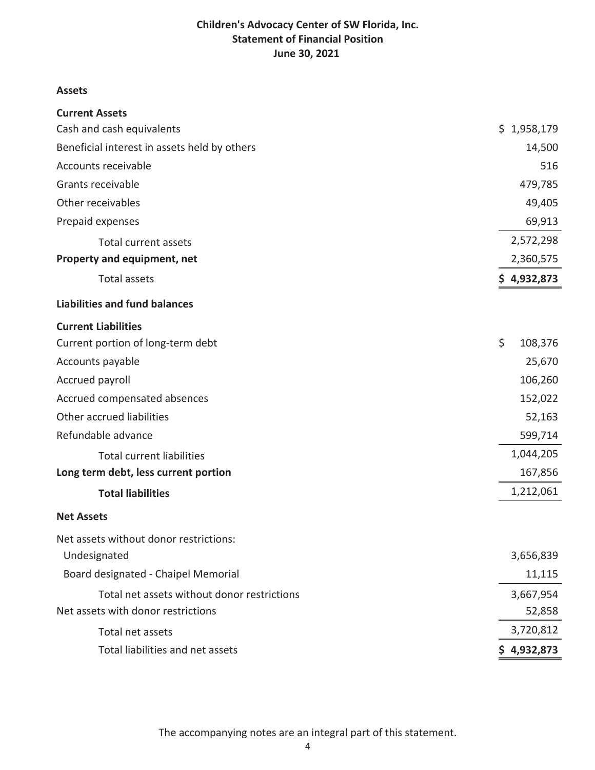# Children's Advocacy Center of SW Florida, Inc.
## Statement of Financial Position
### June 30, 2021

| | |
|---|---|
| **Assets** | |
| **Current Assets** | |
| Cash and cash equivalents | $ 1,958,179 |
| Beneficial interest in assets held by others | 14,500 |
| Accounts receivable | 516 |
| Grants receivable | 479,785 |
| Other receivables | 49,405 |
| Prepaid expenses | 69,913 |
| Total current assets | 2,572,298 |
| **Property and equipment, net** | 2,360,575 |
| Total assets | **$ 4,932,873** |
| **Liabilities and fund balances** | |
| **Current Liabilities** | |
| Current portion of long-term debt | $ 108,376 |
| Accounts payable | 25,670 |
| Accrued payroll | 106,260 |
| Accrued compensated absences | 152,022 |
| Other accrued liabilities | 52,163 |
| Refundable advance | 599,714 |
| Total current liabilities | 1,044,205 |
| **Long term debt, less current portion** | 167,856 |
| **Total liabilities** | 1,212,061 |
| **Net Assets** | |
| Net assets without donor restrictions: | |
| Undesignated | 3,656,839 |
| Board designated - Chaipel Memorial | 11,115 |
| Total net assets without donor restrictions | 3,667,954 |
| Net assets with donor restrictions | 52,858 |
| Total net assets | 3,720,812 |
| Total liabilities and net assets | **$ 4,932,873** |

The accompanying notes are an integral part of this statement.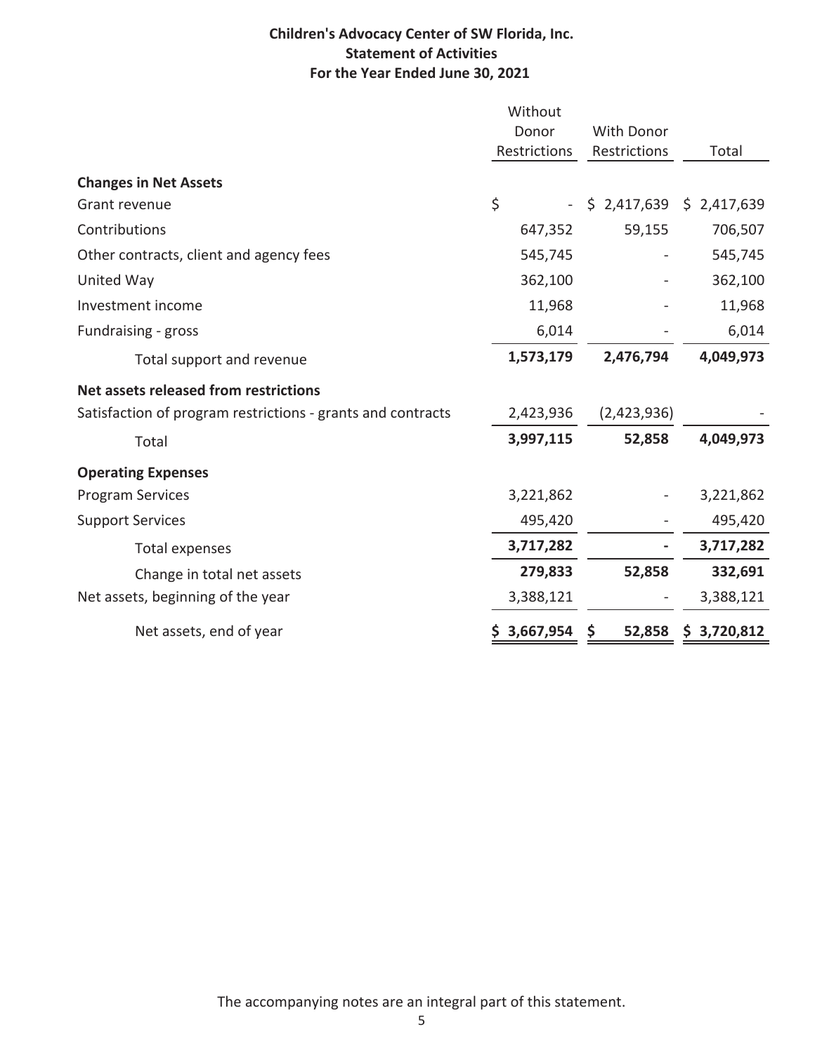# Children's Advocacy Center of SW Florida, Inc.

## Statement of Activities

## For the Year Ended June 30, 2021

| | Without Donor Restrictions | With Donor Restrictions | Total |
|---|---|---|---|
| **Changes in Net Assets** | | | |
| Grant revenue | $ - | $ 2,417,639 | $ 2,417,639 |
| Contributions | 647,352 | 59,155 | 706,507 |
| Other contracts, client and agency fees | 545,745 | - | 545,745 |
| United Way | 362,100 | - | 362,100 |
| Investment income | 11,968 | - | 11,968 |
| Fundraising - gross | 6,014 | - | 6,014 |
| Total support and revenue | **1,573,179** | **2,476,794** | **4,049,973** |
| **Net assets released from restrictions** | | | |
| Satisfaction of program restrictions - grants and contracts | 2,423,936 | (2,423,936) | - |
| Total | **3,997,115** | **52,858** | **4,049,973** |
| **Operating Expenses** | | | |
| Program Services | 3,221,862 | - | 3,221,862 |
| Support Services | 495,420 | - | 495,420 |
| Total expenses | **3,717,282** | **-** | **3,717,282** |
| Change in total net assets | **279,833** | **52,858** | **332,691** |
| Net assets, beginning of the year | 3,388,121 | - | 3,388,121 |
| Net assets, end of year | **$ 3,667,954** | **$ 52,858** | **$ 3,720,812** |

The accompanying notes are an integral part of this statement.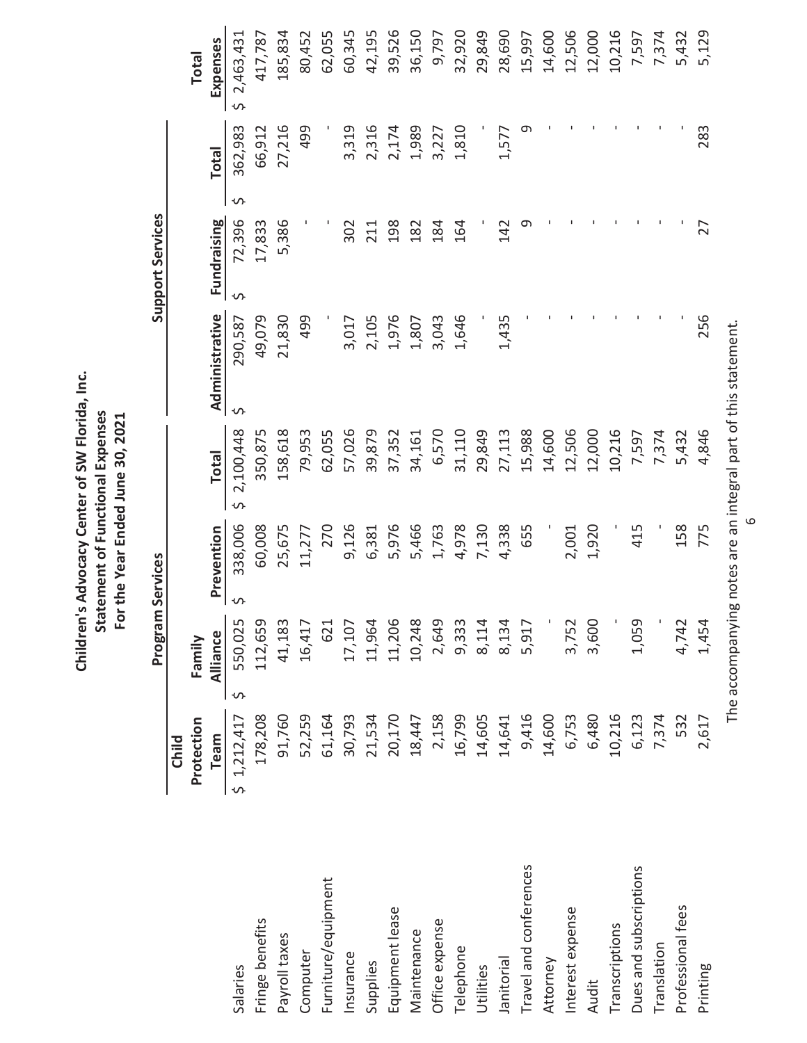# Children's Advocacy Center of SW Florida, Inc.
## Statement of Functional Expenses
### For the Year Ended June 30, 2021

| | Program Services | | | | Support Services | | | |
|---|---|---|---|---|---|---|---|---|
| | Child Protection Team | Family Alliance | Prevention | Total | Administrative | Fundraising | Total | Total Expenses |
| Salaries | $ 1,212,417 | $ 550,025 | $ 338,006 | $ 2,100,448 | $ 290,587 | $ 72,396 | $ 362,983 | $ 2,463,431 |
| Fringe benefits | 178,208 | 112,659 | 60,008 | 350,875 | 49,079 | 17,833 | 66,912 | 417,787 |
| Payroll taxes | 91,760 | 41,183 | 25,675 | 158,618 | 21,830 | 5,386 | 27,216 | 185,834 |
| Computer | 52,259 | 16,417 | 11,277 | 79,953 | 499 | - | 499 | 80,452 |
| Furniture/equipment | 61,164 | 621 | 270 | 62,055 | - | - | - | 62,055 |
| Insurance | 30,793 | 17,107 | 9,126 | 57,026 | 3,017 | 302 | 3,319 | 60,345 |
| Supplies | 21,534 | 11,964 | 6,381 | 39,879 | 2,105 | 211 | 2,316 | 42,195 |
| Equipment lease | 20,170 | 11,206 | 5,976 | 37,352 | 1,976 | 198 | 2,174 | 39,526 |
| Maintenance | 18,447 | 10,248 | 5,466 | 34,161 | 1,807 | 182 | 1,989 | 36,150 |
| Office expense | 2,158 | 2,649 | 1,763 | 6,570 | 3,043 | 184 | 3,227 | 9,797 |
| Telephone | 16,799 | 9,333 | 4,978 | 31,110 | 1,646 | 164 | 1,810 | 32,920 |
| Utilities | 14,605 | 8,114 | 7,130 | 29,849 | - | - | - | 29,849 |
| Janitorial | 14,641 | 8,134 | 4,338 | 27,113 | 1,435 | 142 | 1,577 | 28,690 |
| Travel and conferences | 9,416 | 5,917 | 655 | 15,988 | - | 9 | 9 | 15,997 |
| Attorney | 14,600 | - | - | 14,600 | - | - | - | 14,600 |
| Interest expense | 6,753 | 3,752 | 2,001 | 12,506 | - | - | - | 12,506 |
| Audit | 6,480 | 3,600 | 1,920 | 12,000 | - | - | - | 12,000 |
| Transcriptions | 10,216 | - | - | 10,216 | - | - | - | 10,216 |
| Dues and subscriptions | 6,123 | 1,059 | 415 | 7,597 | - | - | - | 7,597 |
| Translation | 7,374 | - | - | 7,374 | - | - | - | 7,374 |
| Professional fees | 532 | 4,742 | 158 | 5,432 | - | - | - | 5,432 |
| Printing | 2,617 | 1,454 | 775 | 4,846 | 256 | 27 | 283 | 5,129 |

The accompanying notes are an integral part of this statement.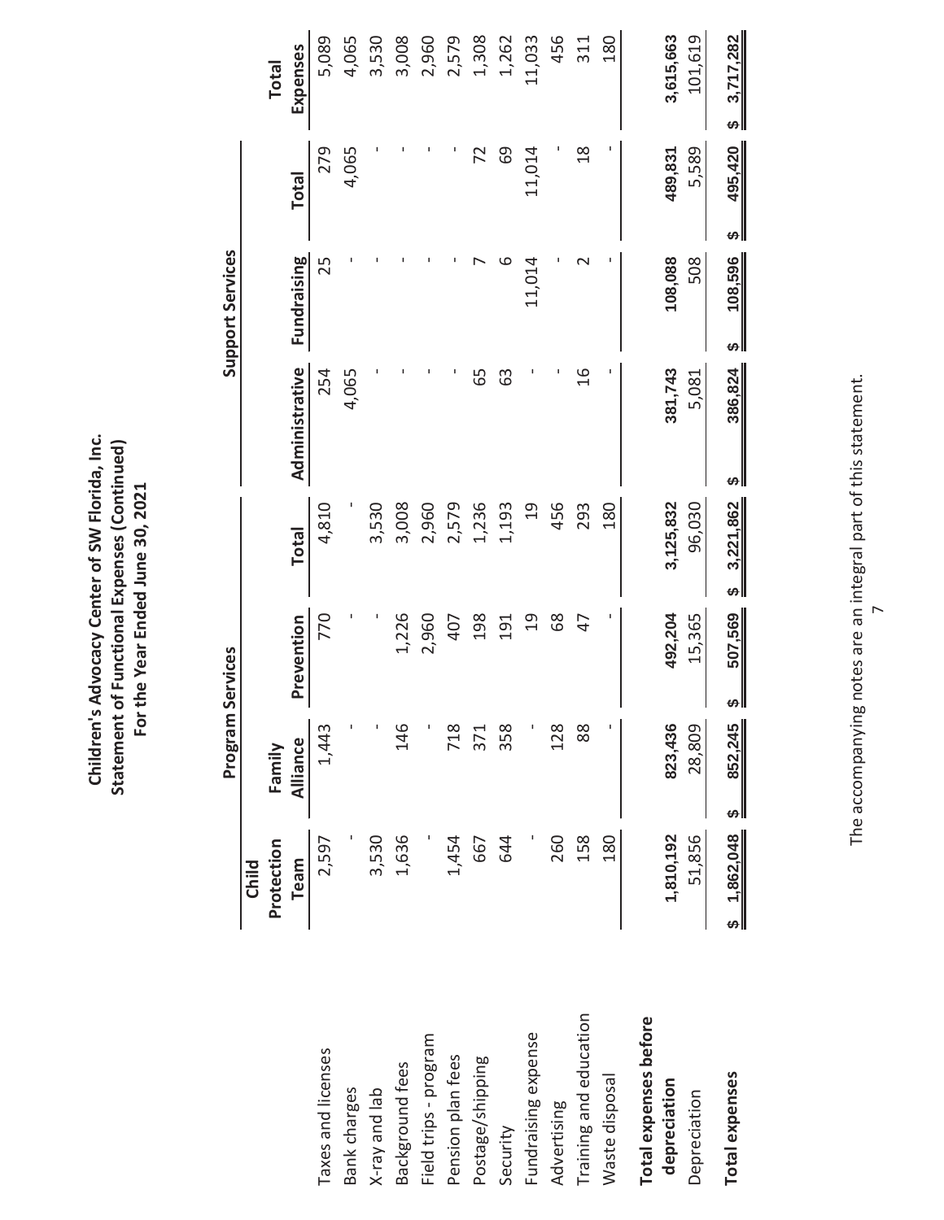**Children's Advocacy Center of SW Florida, Inc.**
**Statement of Functional Expenses (Continued)**
**For the Year Ended June 30, 2021**

| | Program Services | | | | Support Services | | | |
|---|---|---|---|---|---|---|---|---|
| | Child Protection Team | Family Alliance | Prevention | Total | Administrative | Fundraising | Total | Total Expenses |
| Taxes and licenses | 2,597 | 1,443 | 770 | 4,810 | 254 | 25 | 279 | 5,089 |
| Bank charges | - | - | - | - | 4,065 | - | 4,065 | 4,065 |
| X-ray and lab | 3,530 | - | - | 3,530 | - | - | - | 3,530 |
| Background fees | 1,636 | 146 | 1,226 | 3,008 | - | - | - | 3,008 |
| Field trips - program | - | - | 2,960 | 2,960 | - | - | - | 2,960 |
| Pension plan fees | 1,454 | 718 | 407 | 2,579 | - | - | - | 2,579 |
| Postage/shipping | 667 | 371 | 198 | 1,236 | 65 | 7 | 72 | 1,308 |
| Security | 644 | 358 | 191 | 1,193 | 63 | 6 | 69 | 1,262 |
| Fundraising expense | - | - | 19 | 19 | - | 11,014 | 11,014 | 11,033 |
| Advertising | 260 | 128 | 68 | 456 | - | - | - | 456 |
| Training and education | 158 | 88 | 47 | 293 | 16 | 2 | 18 | 311 |
| Waste disposal | 180 | - | - | 180 | - | - | - | 180 |
| **Total expenses before depreciation** | **1,810,192** | **823,436** | **492,204** | **3,125,832** | **381,743** | **108,088** | **489,831** | **3,615,663** |
| Depreciation | 51,856 | 28,809 | 15,365 | 96,030 | 5,081 | 508 | 5,589 | 101,619 |
| **Total expenses** | **$ 1,862,048** | **$ 852,245** | **$ 507,569** | **$ 3,221,862** | **$ 386,824** | **$ 108,596** | **$ 495,420** | **$ 3,717,282** |

The accompanying notes are an integral part of this statement.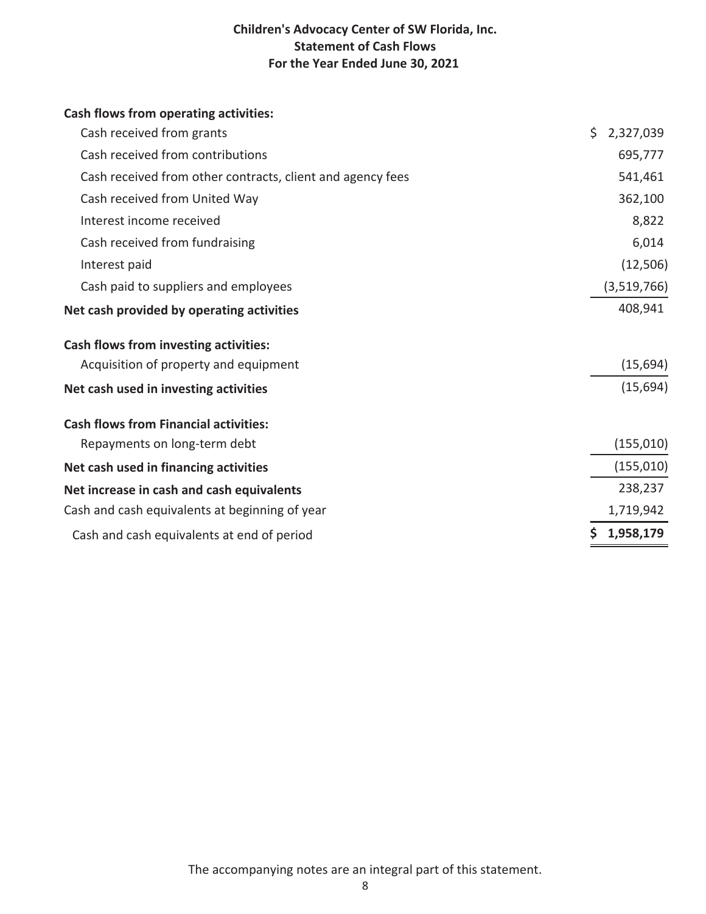# Children's Advocacy Center of SW Florida, Inc.
## Statement of Cash Flows
### For the Year Ended June 30, 2021

| | |
|---|---|
| **Cash flows from operating activities:** | |
| Cash received from grants | $ 2,327,039 |
| Cash received from contributions | 695,777 |
| Cash received from other contracts, client and agency fees | 541,461 |
| Cash received from United Way | 362,100 |
| Interest income received | 8,822 |
| Cash received from fundraising | 6,014 |
| Interest paid | (12,506) |
| Cash paid to suppliers and employees | (3,519,766) |
| **Net cash provided by operating activities** | 408,941 |
| **Cash flows from investing activities:** | |
| Acquisition of property and equipment | (15,694) |
| **Net cash used in investing activities** | (15,694) |
| **Cash flows from Financial activities:** | |
| Repayments on long-term debt | (155,010) |
| **Net cash used in financing activities** | (155,010) |
| **Net increase in cash and cash equivalents** | 238,237 |
| Cash and cash equivalents at beginning of year | 1,719,942 |
| Cash and cash equivalents at end of period | **$ 1,958,179** |

The accompanying notes are an integral part of this statement.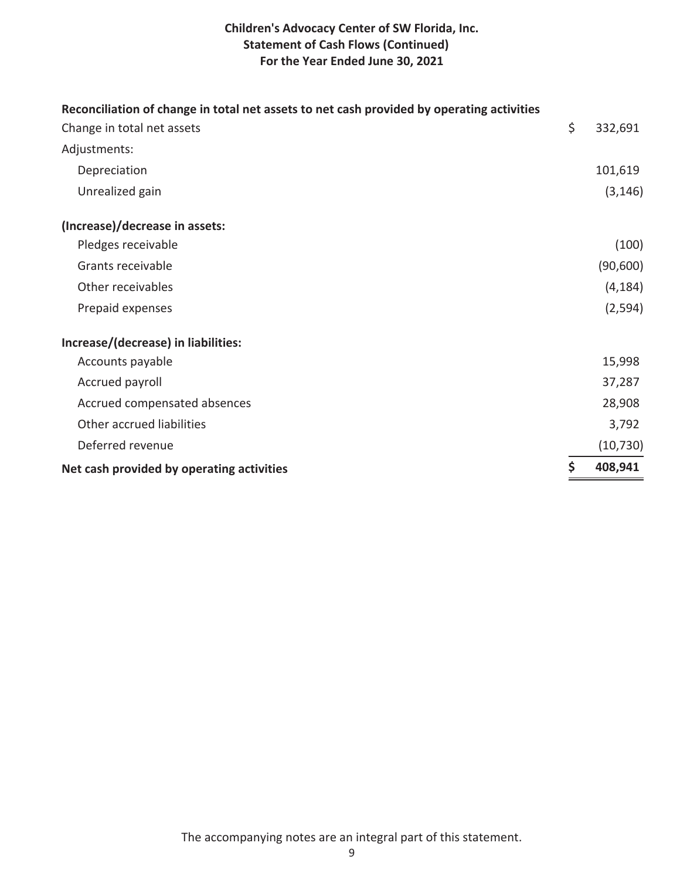# Children's Advocacy Center of SW Florida, Inc.
## Statement of Cash Flows (Continued)
### For the Year Ended June 30, 2021

| **Reconciliation of change in total net assets to net cash provided by operating activities** | |
|---|---|
| Change in total net assets | $ 332,691 |
| Adjustments: | |
| Depreciation | 101,619 |
| Unrealized gain | (3,146) |
| **(Increase)/decrease in assets:** | |
| Pledges receivable | (100) |
| Grants receivable | (90,600) |
| Other receivables | (4,184) |
| Prepaid expenses | (2,594) |
| **Increase/(decrease) in liabilities:** | |
| Accounts payable | 15,998 |
| Accrued payroll | 37,287 |
| Accrued compensated absences | 28,908 |
| Other accrued liabilities | 3,792 |
| Deferred revenue | (10,730) |
| **Net cash provided by operating activities** | **$ 408,941** |

The accompanying notes are an integral part of this statement.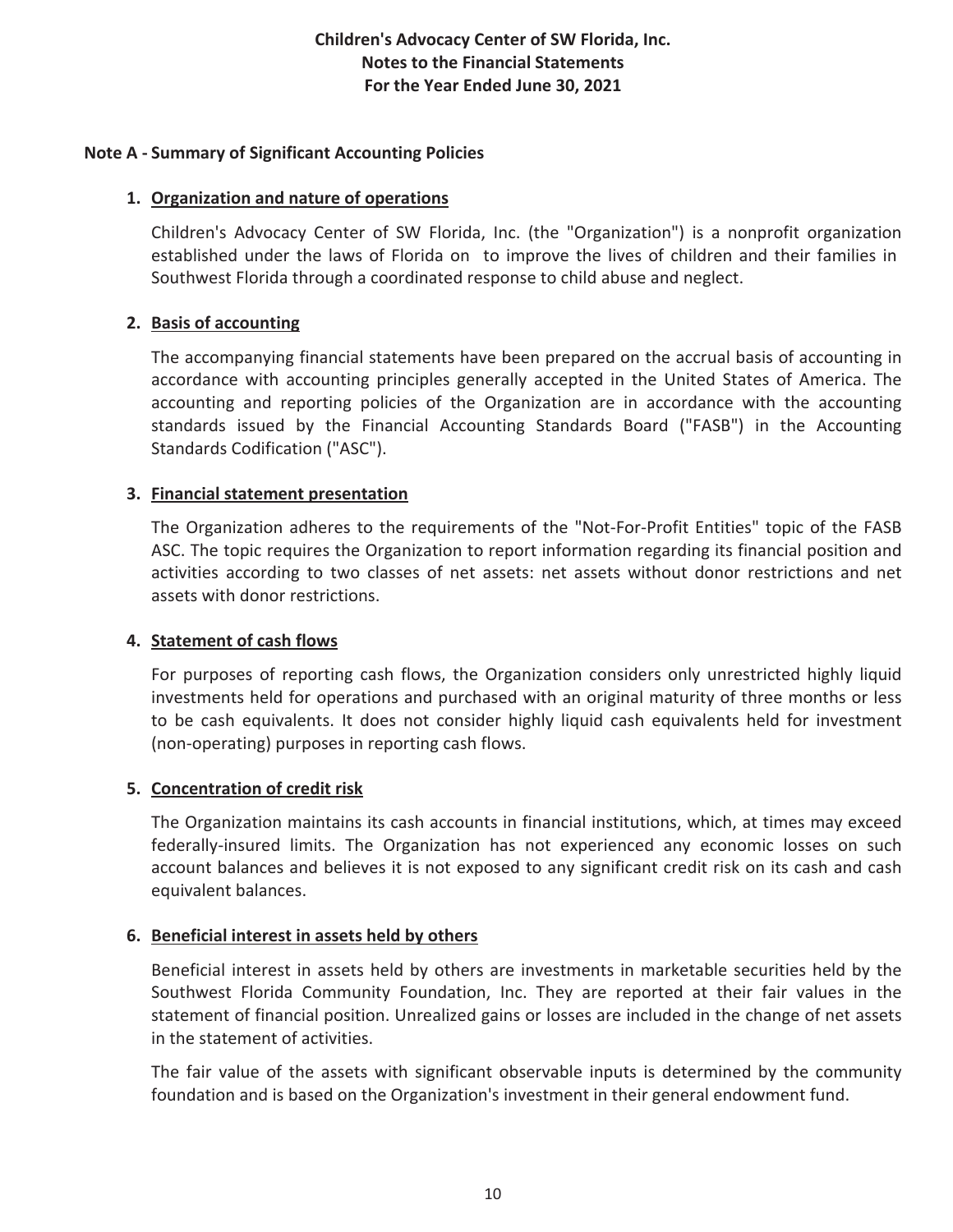**Children's Advocacy Center of SW Florida, Inc.**
**Notes to the Financial Statements**
**For the Year Ended June 30, 2021**

## Note A - Summary of Significant Accounting Policies

### 1. Organization and nature of operations

Children's Advocacy Center of SW Florida, Inc. (the "Organization") is a nonprofit organization established under the laws of Florida on to improve the lives of children and their families in Southwest Florida through a coordinated response to child abuse and neglect.

### 2. Basis of accounting

The accompanying financial statements have been prepared on the accrual basis of accounting in accordance with accounting principles generally accepted in the United States of America. The accounting and reporting policies of the Organization are in accordance with the accounting standards issued by the Financial Accounting Standards Board ("FASB") in the Accounting Standards Codification ("ASC").

### 3. Financial statement presentation

The Organization adheres to the requirements of the "Not-For-Profit Entities" topic of the FASB ASC. The topic requires the Organization to report information regarding its financial position and activities according to two classes of net assets: net assets without donor restrictions and net assets with donor restrictions.

### 4. Statement of cash flows

For purposes of reporting cash flows, the Organization considers only unrestricted highly liquid investments held for operations and purchased with an original maturity of three months or less to be cash equivalents. It does not consider highly liquid cash equivalents held for investment (non-operating) purposes in reporting cash flows.

### 5. Concentration of credit risk

The Organization maintains its cash accounts in financial institutions, which, at times may exceed federally-insured limits. The Organization has not experienced any economic losses on such account balances and believes it is not exposed to any significant credit risk on its cash and cash equivalent balances.

### 6. Beneficial interest in assets held by others

Beneficial interest in assets held by others are investments in marketable securities held by the Southwest Florida Community Foundation, Inc. They are reported at their fair values in the statement of financial position. Unrealized gains or losses are included in the change of net assets in the statement of activities.

The fair value of the assets with significant observable inputs is determined by the community foundation and is based on the Organization's investment in their general endowment fund.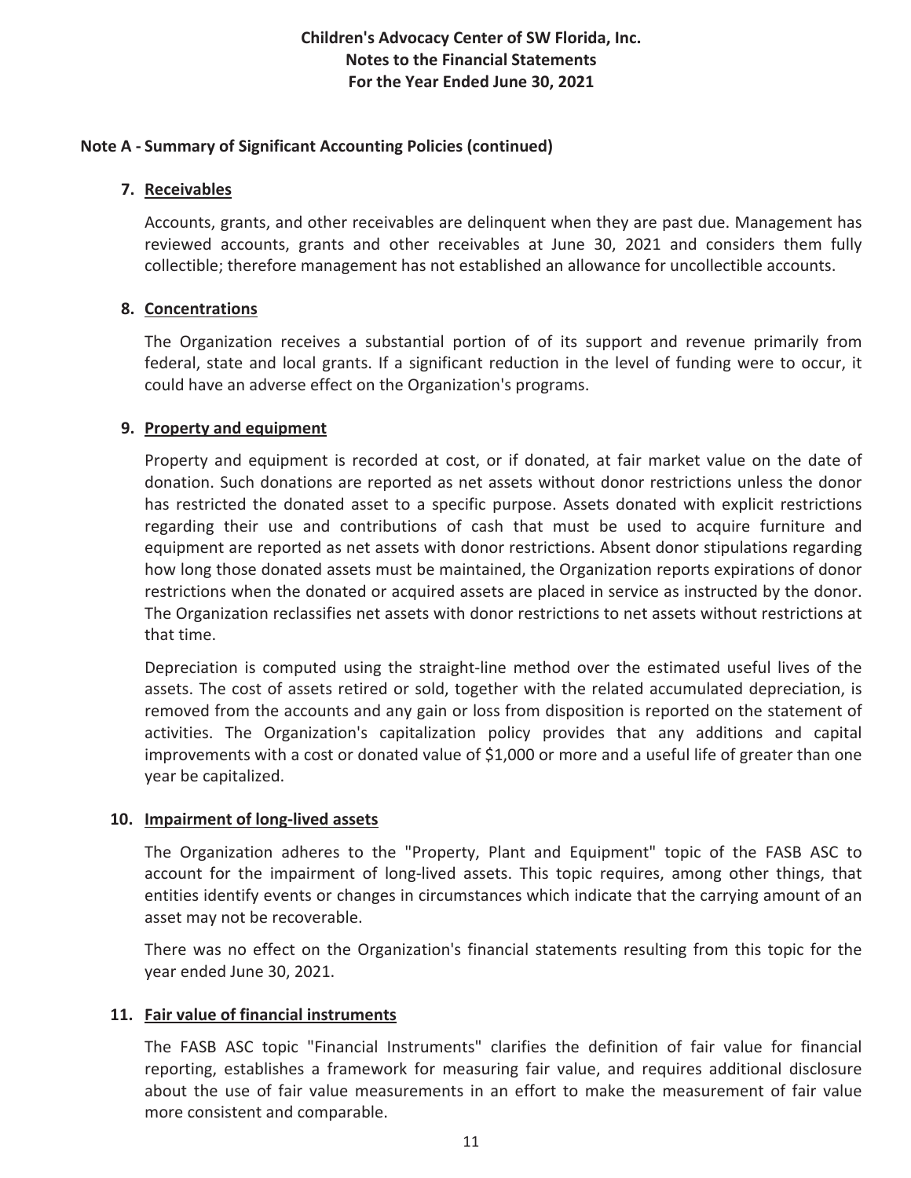**Children's Advocacy Center of SW Florida, Inc.**
**Notes to the Financial Statements**
**For the Year Ended June 30, 2021**

## Note A - Summary of Significant Accounting Policies (continued)

### 7. Receivables

Accounts, grants, and other receivables are delinquent when they are past due. Management has reviewed accounts, grants and other receivables at June 30, 2021 and considers them fully collectible; therefore management has not established an allowance for uncollectible accounts.

### 8. Concentrations

The Organization receives a substantial portion of of its support and revenue primarily from federal, state and local grants. If a significant reduction in the level of funding were to occur, it could have an adverse effect on the Organization's programs.

### 9. Property and equipment

Property and equipment is recorded at cost, or if donated, at fair market value on the date of donation. Such donations are reported as net assets without donor restrictions unless the donor has restricted the donated asset to a specific purpose. Assets donated with explicit restrictions regarding their use and contributions of cash that must be used to acquire furniture and equipment are reported as net assets with donor restrictions. Absent donor stipulations regarding how long those donated assets must be maintained, the Organization reports expirations of donor restrictions when the donated or acquired assets are placed in service as instructed by the donor. The Organization reclassifies net assets with donor restrictions to net assets without restrictions at that time.

Depreciation is computed using the straight-line method over the estimated useful lives of the assets. The cost of assets retired or sold, together with the related accumulated depreciation, is removed from the accounts and any gain or loss from disposition is reported on the statement of activities. The Organization's capitalization policy provides that any additions and capital improvements with a cost or donated value of $1,000 or more and a useful life of greater than one year be capitalized.

### 10. Impairment of long-lived assets

The Organization adheres to the "Property, Plant and Equipment" topic of the FASB ASC to account for the impairment of long-lived assets. This topic requires, among other things, that entities identify events or changes in circumstances which indicate that the carrying amount of an asset may not be recoverable.

There was no effect on the Organization's financial statements resulting from this topic for the year ended June 30, 2021.

### 11. Fair value of financial instruments

The FASB ASC topic "Financial Instruments" clarifies the definition of fair value for financial reporting, establishes a framework for measuring fair value, and requires additional disclosure about the use of fair value measurements in an effort to make the measurement of fair value more consistent and comparable.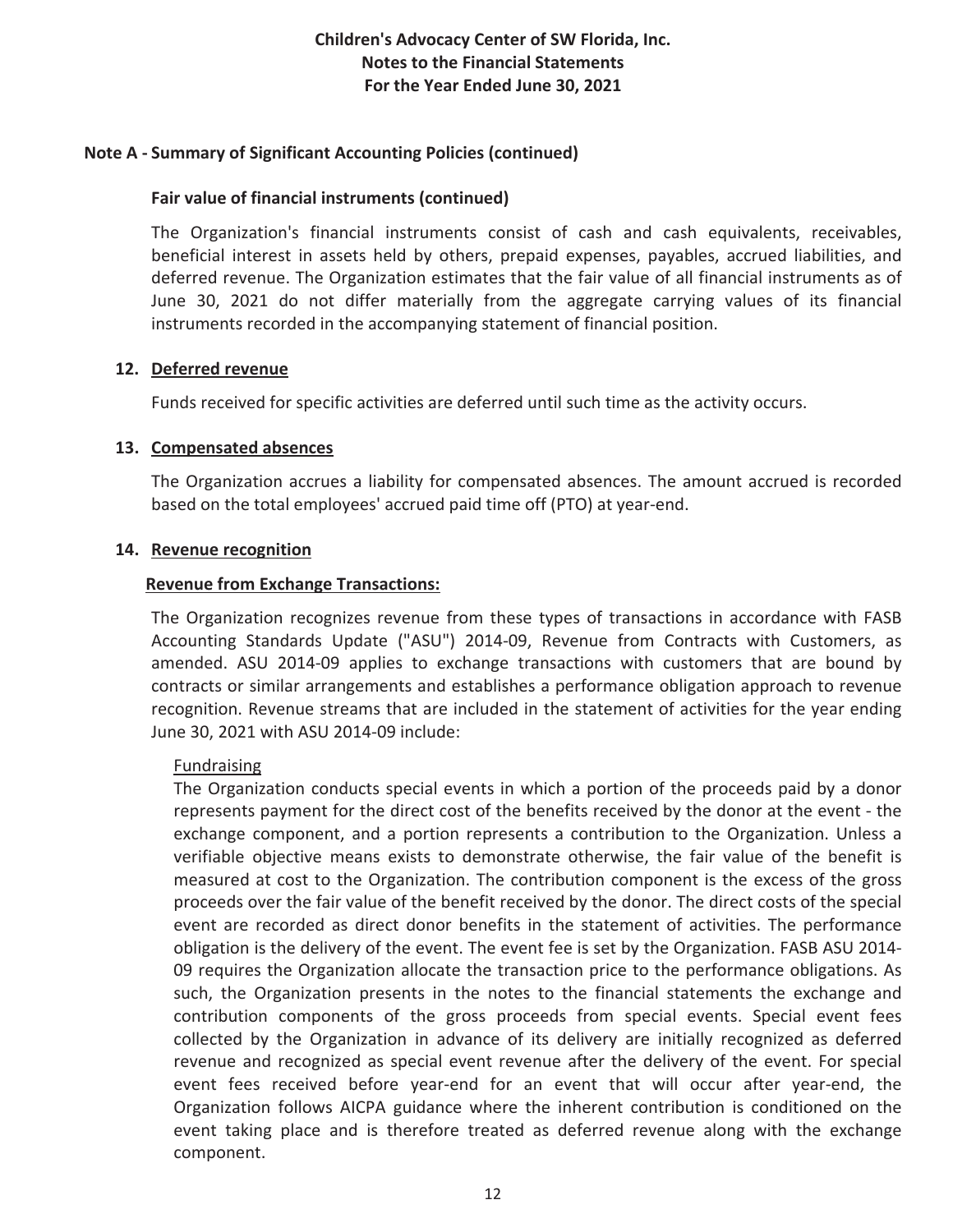## Note A - Summary of Significant Accounting Policies (continued)

### Fair value of financial instruments (continued)

The Organization's financial instruments consist of cash and cash equivalents, receivables, beneficial interest in assets held by others, prepaid expenses, payables, accrued liabilities, and deferred revenue. The Organization estimates that the fair value of all financial instruments as of June 30, 2021 do not differ materially from the aggregate carrying values of its financial instruments recorded in the accompanying statement of financial position.

### 12. Deferred revenue

Funds received for specific activities are deferred until such time as the activity occurs.

### 13. Compensated absences

The Organization accrues a liability for compensated absences. The amount accrued is recorded based on the total employees' accrued paid time off (PTO) at year-end.

### 14. Revenue recognition

**Revenue from Exchange Transactions:**

The Organization recognizes revenue from these types of transactions in accordance with FASB Accounting Standards Update ("ASU") 2014-09, Revenue from Contracts with Customers, as amended. ASU 2014-09 applies to exchange transactions with customers that are bound by contracts or similar arrangements and establishes a performance obligation approach to revenue recognition. Revenue streams that are included in the statement of activities for the year ending June 30, 2021 with ASU 2014-09 include:

Fundraising

The Organization conducts special events in which a portion of the proceeds paid by a donor represents payment for the direct cost of the benefits received by the donor at the event - the exchange component, and a portion represents a contribution to the Organization. Unless a verifiable objective means exists to demonstrate otherwise, the fair value of the benefit is measured at cost to the Organization. The contribution component is the excess of the gross proceeds over the fair value of the benefit received by the donor. The direct costs of the special event are recorded as direct donor benefits in the statement of activities. The performance obligation is the delivery of the event. The event fee is set by the Organization. FASB ASU 2014-09 requires the Organization allocate the transaction price to the performance obligations. As such, the Organization presents in the notes to the financial statements the exchange and contribution components of the gross proceeds from special events. Special event fees collected by the Organization in advance of its delivery are initially recognized as deferred revenue and recognized as special event revenue after the delivery of the event. For special event fees received before year-end for an event that will occur after year-end, the Organization follows AICPA guidance where the inherent contribution is conditioned on the event taking place and is therefore treated as deferred revenue along with the exchange component.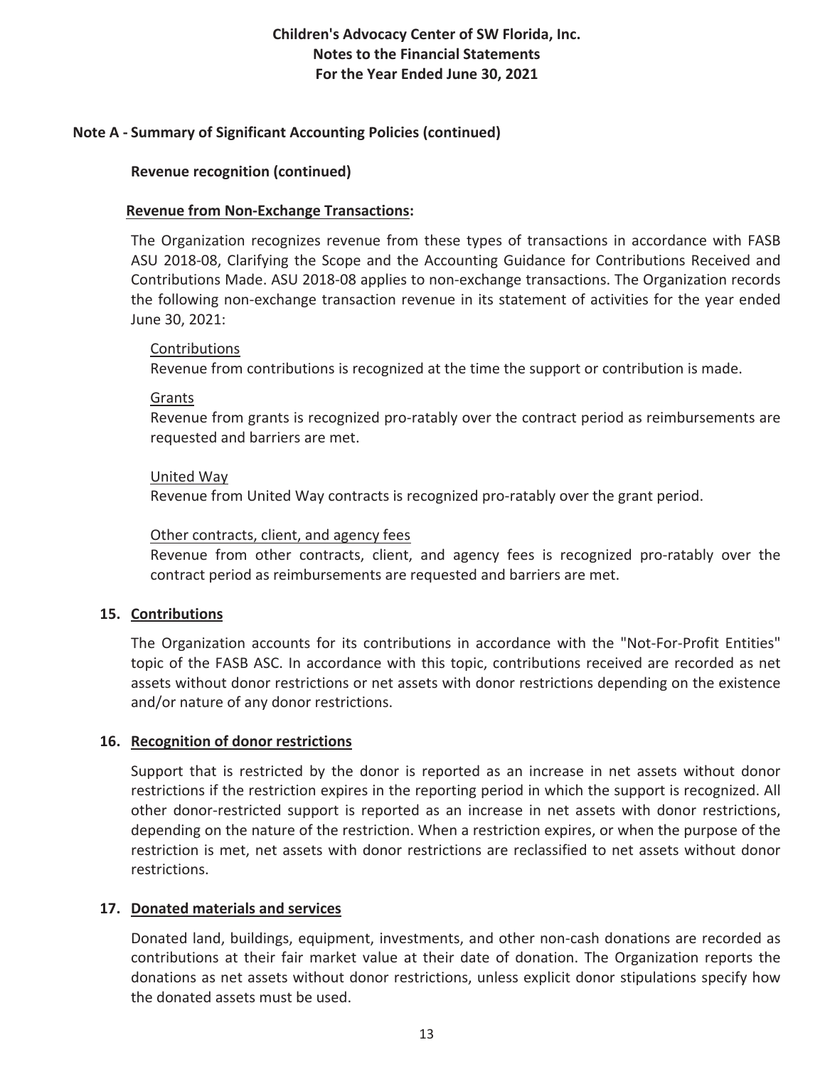## Note A - Summary of Significant Accounting Policies (continued)

### Revenue recognition (continued)

**Revenue from Non-Exchange Transactions:**

The Organization recognizes revenue from these types of transactions in accordance with FASB ASU 2018-08, Clarifying the Scope and the Accounting Guidance for Contributions Received and Contributions Made. ASU 2018-08 applies to non-exchange transactions. The Organization records the following non-exchange transaction revenue in its statement of activities for the year ended June 30, 2021:

Contributions
Revenue from contributions is recognized at the time the support or contribution is made.

Grants
Revenue from grants is recognized pro-ratably over the contract period as reimbursements are requested and barriers are met.

United Way
Revenue from United Way contracts is recognized pro-ratably over the grant period.

Other contracts, client, and agency fees
Revenue from other contracts, client, and agency fees is recognized pro-ratably over the contract period as reimbursements are requested and barriers are met.

### 15. Contributions

The Organization accounts for its contributions in accordance with the "Not-For-Profit Entities" topic of the FASB ASC. In accordance with this topic, contributions received are recorded as net assets without donor restrictions or net assets with donor restrictions depending on the existence and/or nature of any donor restrictions.

### 16. Recognition of donor restrictions

Support that is restricted by the donor is reported as an increase in net assets without donor restrictions if the restriction expires in the reporting period in which the support is recognized. All other donor-restricted support is reported as an increase in net assets with donor restrictions, depending on the nature of the restriction. When a restriction expires, or when the purpose of the restriction is met, net assets with donor restrictions are reclassified to net assets without donor restrictions.

### 17. Donated materials and services

Donated land, buildings, equipment, investments, and other non-cash donations are recorded as contributions at their fair market value at their date of donation. The Organization reports the donations as net assets without donor restrictions, unless explicit donor stipulations specify how the donated assets must be used.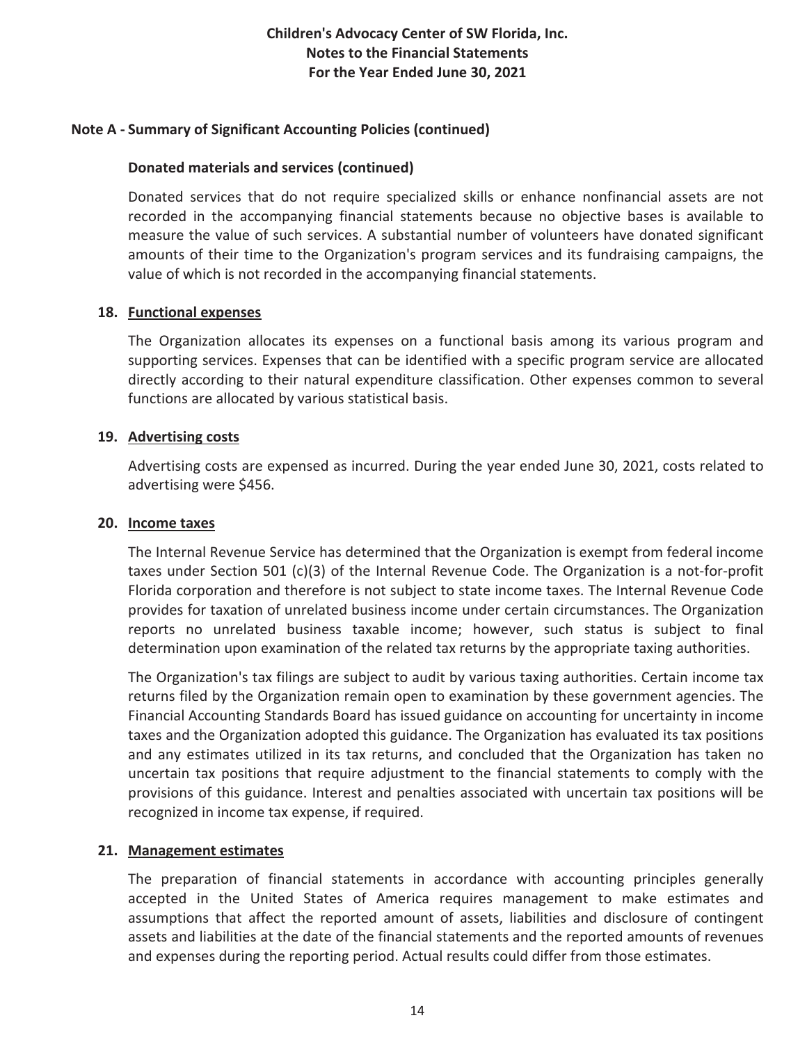# Children's Advocacy Center of SW Florida, Inc.
## Notes to the Financial Statements
## For the Year Ended June 30, 2021

## Note A - Summary of Significant Accounting Policies (continued)

### Donated materials and services (continued)

Donated services that do not require specialized skills or enhance nonfinancial assets are not recorded in the accompanying financial statements because no objective bases is available to measure the value of such services. A substantial number of volunteers have donated significant amounts of their time to the Organization's program services and its fundraising campaigns, the value of which is not recorded in the accompanying financial statements.

### 18. Functional expenses

The Organization allocates its expenses on a functional basis among its various program and supporting services. Expenses that can be identified with a specific program service are allocated directly according to their natural expenditure classification. Other expenses common to several functions are allocated by various statistical basis.

### 19. Advertising costs

Advertising costs are expensed as incurred. During the year ended June 30, 2021, costs related to advertising were $456.

### 20. Income taxes

The Internal Revenue Service has determined that the Organization is exempt from federal income taxes under Section 501 (c)(3) of the Internal Revenue Code. The Organization is a not-for-profit Florida corporation and therefore is not subject to state income taxes. The Internal Revenue Code provides for taxation of unrelated business income under certain circumstances. The Organization reports no unrelated business taxable income; however, such status is subject to final determination upon examination of the related tax returns by the appropriate taxing authorities.

The Organization's tax filings are subject to audit by various taxing authorities. Certain income tax returns filed by the Organization remain open to examination by these government agencies. The Financial Accounting Standards Board has issued guidance on accounting for uncertainty in income taxes and the Organization adopted this guidance. The Organization has evaluated its tax positions and any estimates utilized in its tax returns, and concluded that the Organization has taken no uncertain tax positions that require adjustment to the financial statements to comply with the provisions of this guidance. Interest and penalties associated with uncertain tax positions will be recognized in income tax expense, if required.

### 21. Management estimates

The preparation of financial statements in accordance with accounting principles generally accepted in the United States of America requires management to make estimates and assumptions that affect the reported amount of assets, liabilities and disclosure of contingent assets and liabilities at the date of the financial statements and the reported amounts of revenues and expenses during the reporting period. Actual results could differ from those estimates.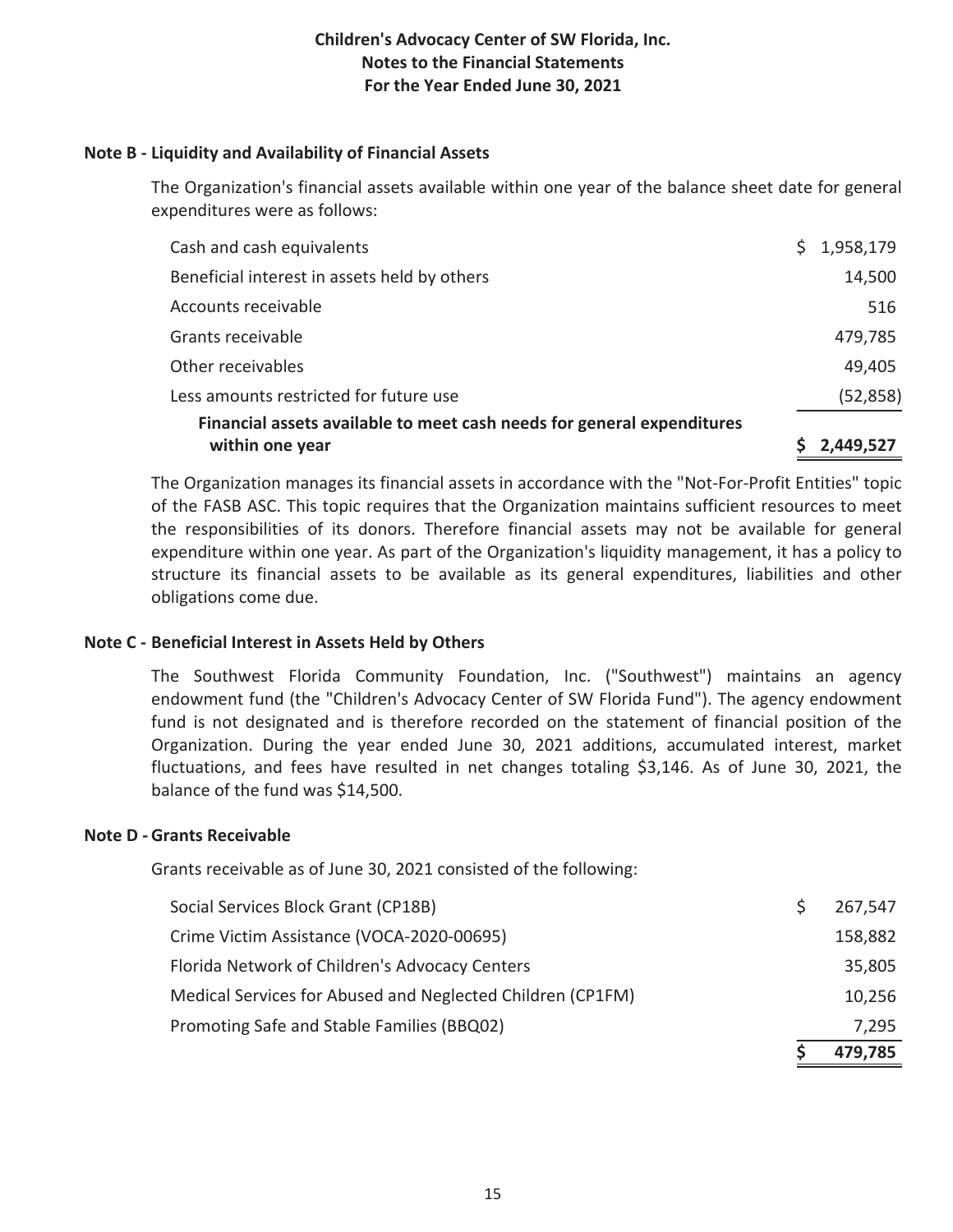# Children's Advocacy Center of SW Florida, Inc.
## Notes to the Financial Statements
### For the Year Ended June 30, 2021

**Note B - Liquidity and Availability of Financial Assets**

The Organization's financial assets available within one year of the balance sheet date for general expenditures were as follows:

| | |
|---|---|
| Cash and cash equivalents | $ 1,958,179 |
| Beneficial interest in assets held by others | 14,500 |
| Accounts receivable | 516 |
| Grants receivable | 479,785 |
| Other receivables | 49,405 |
| Less amounts restricted for future use | (52,858) |
| **Financial assets available to meet cash needs for general expenditures within one year** | **$ 2,449,527** |

The Organization manages its financial assets in accordance with the "Not-For-Profit Entities" topic of the FASB ASC. This topic requires that the Organization maintains sufficient resources to meet the responsibilities of its donors. Therefore financial assets may not be available for general expenditure within one year. As part of the Organization's liquidity management, it has a policy to structure its financial assets to be available as its general expenditures, liabilities and other obligations come due.

**Note C - Beneficial Interest in Assets Held by Others**

The Southwest Florida Community Foundation, Inc. ("Southwest") maintains an agency endowment fund (the "Children's Advocacy Center of SW Florida Fund"). The agency endowment fund is not designated and is therefore recorded on the statement of financial position of the Organization. During the year ended June 30, 2021 additions, accumulated interest, market fluctuations, and fees have resulted in net changes totaling $3,146. As of June 30, 2021, the balance of the fund was $14,500.

**Note D - Grants Receivable**

Grants receivable as of June 30, 2021 consisted of the following:

| | |
|---|---|
| Social Services Block Grant (CP18B) | $ 267,547 |
| Crime Victim Assistance (VOCA-2020-00695) | 158,882 |
| Florida Network of Children's Advocacy Centers | 35,805 |
| Medical Services for Abused and Neglected Children (CP1FM) | 10,256 |
| Promoting Safe and Stable Families (BBQ02) | 7,295 |
| | $ 479,785 |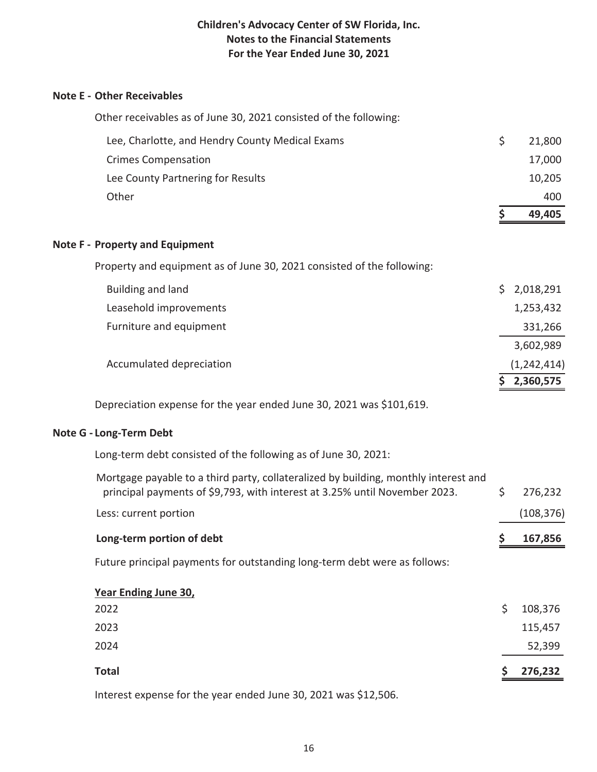# Children's Advocacy Center of SW Florida, Inc.
## Notes to the Financial Statements
## For the Year Ended June 30, 2021

### Note E - Other Receivables

Other receivables as of June 30, 2021 consisted of the following:

| | |
|---|---|
| Lee, Charlotte, and Hendry County Medical Exams | $ 21,800 |
| Crimes Compensation | 17,000 |
| Lee County Partnering for Results | 10,205 |
| Other | 400 |
| | **$ 49,405** |

### Note F - Property and Equipment

Property and equipment as of June 30, 2021 consisted of the following:

| | |
|---|---|
| Building and land | $ 2,018,291 |
| Leasehold improvements | 1,253,432 |
| Furniture and equipment | 331,266 |
| | 3,602,989 |
| Accumulated depreciation | (1,242,414) |
| | **$ 2,360,575** |

Depreciation expense for the year ended June 30, 2021 was $101,619.

### Note G - Long-Term Debt

Long-term debt consisted of the following as of June 30, 2021:

| | |
|---|---|
| Mortgage payable to a third party, collateralized by building, monthly interest and principal payments of $9,793, with interest at 3.25% until November 2023. | $ 276,232 |
| Less: current portion | (108,376) |
| **Long-term portion of debt** | **$ 167,856** |

Future principal payments for outstanding long-term debt were as follows:

| **Year Ending June 30,** | |
|---|---|
| 2022 | $ 108,376 |
| 2023 | 115,457 |
| 2024 | 52,399 |
| **Total** | **$ 276,232** |

Interest expense for the year ended June 30, 2021 was $12,506.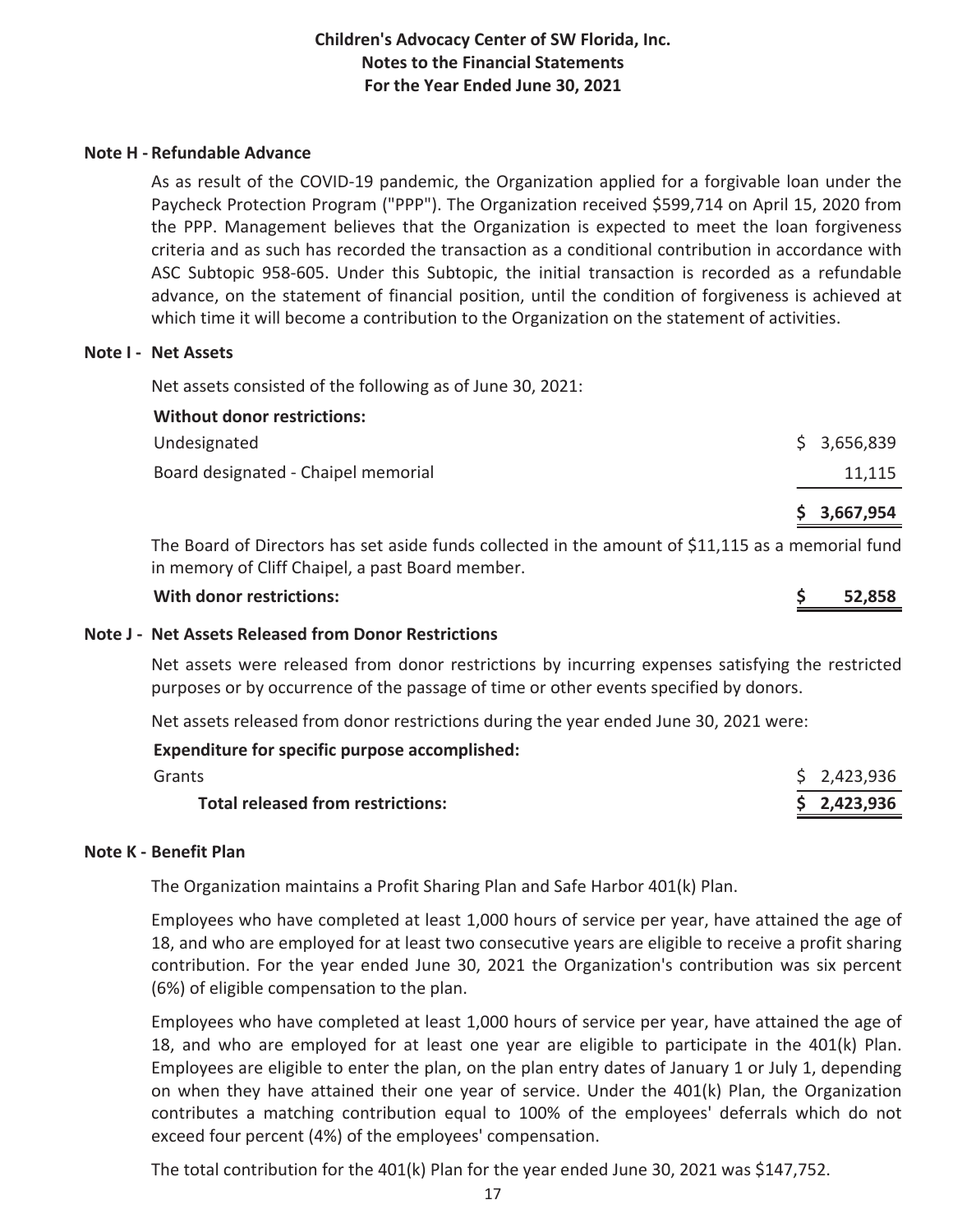# Children's Advocacy Center of SW Florida, Inc.
## Notes to the Financial Statements
## For the Year Ended June 30, 2021

### Note H - Refundable Advance

As as result of the COVID-19 pandemic, the Organization applied for a forgivable loan under the Paycheck Protection Program ("PPP"). The Organization received $599,714 on April 15, 2020 from the PPP. Management believes that the Organization is expected to meet the loan forgiveness criteria and as such has recorded the transaction as a conditional contribution in accordance with ASC Subtopic 958-605. Under this Subtopic, the initial transaction is recorded as a refundable advance, on the statement of financial position, until the condition of forgiveness is achieved at which time it will become a contribution to the Organization on the statement of activities.

### Note I - Net Assets

Net assets consisted of the following as of June 30, 2021:

| | |
|---|---|
| **Without donor restrictions:** | |
| Undesignated | $ 3,656,839 |
| Board designated - Chaipel memorial | 11,115 |
| | **$ 3,667,954** |

The Board of Directors has set aside funds collected in the amount of $11,115 as a memorial fund in memory of Cliff Chaipel, a past Board member.

| | |
|---|---|
| **With donor restrictions:** | **$ 52,858** |

### Note J - Net Assets Released from Donor Restrictions

Net assets were released from donor restrictions by incurring expenses satisfying the restricted purposes or by occurrence of the passage of time or other events specified by donors.

Net assets released from donor restrictions during the year ended June 30, 2021 were:

| | |
|---|---|
| **Expenditure for specific purpose accomplished:** | |
| Grants | $ 2,423,936 |
| **Total released from restrictions:** | **$ 2,423,936** |

### Note K - Benefit Plan

The Organization maintains a Profit Sharing Plan and Safe Harbor 401(k) Plan.

Employees who have completed at least 1,000 hours of service per year, have attained the age of 18, and who are employed for at least two consecutive years are eligible to receive a profit sharing contribution. For the year ended June 30, 2021 the Organization's contribution was six percent (6%) of eligible compensation to the plan.

Employees who have completed at least 1,000 hours of service per year, have attained the age of 18, and who are employed for at least one year are eligible to participate in the 401(k) Plan. Employees are eligible to enter the plan, on the plan entry dates of January 1 or July 1, depending on when they have attained their one year of service. Under the 401(k) Plan, the Organization contributes a matching contribution equal to 100% of the employees' deferrals which do not exceed four percent (4%) of the employees' compensation.

The total contribution for the 401(k) Plan for the year ended June 30, 2021 was $147,752.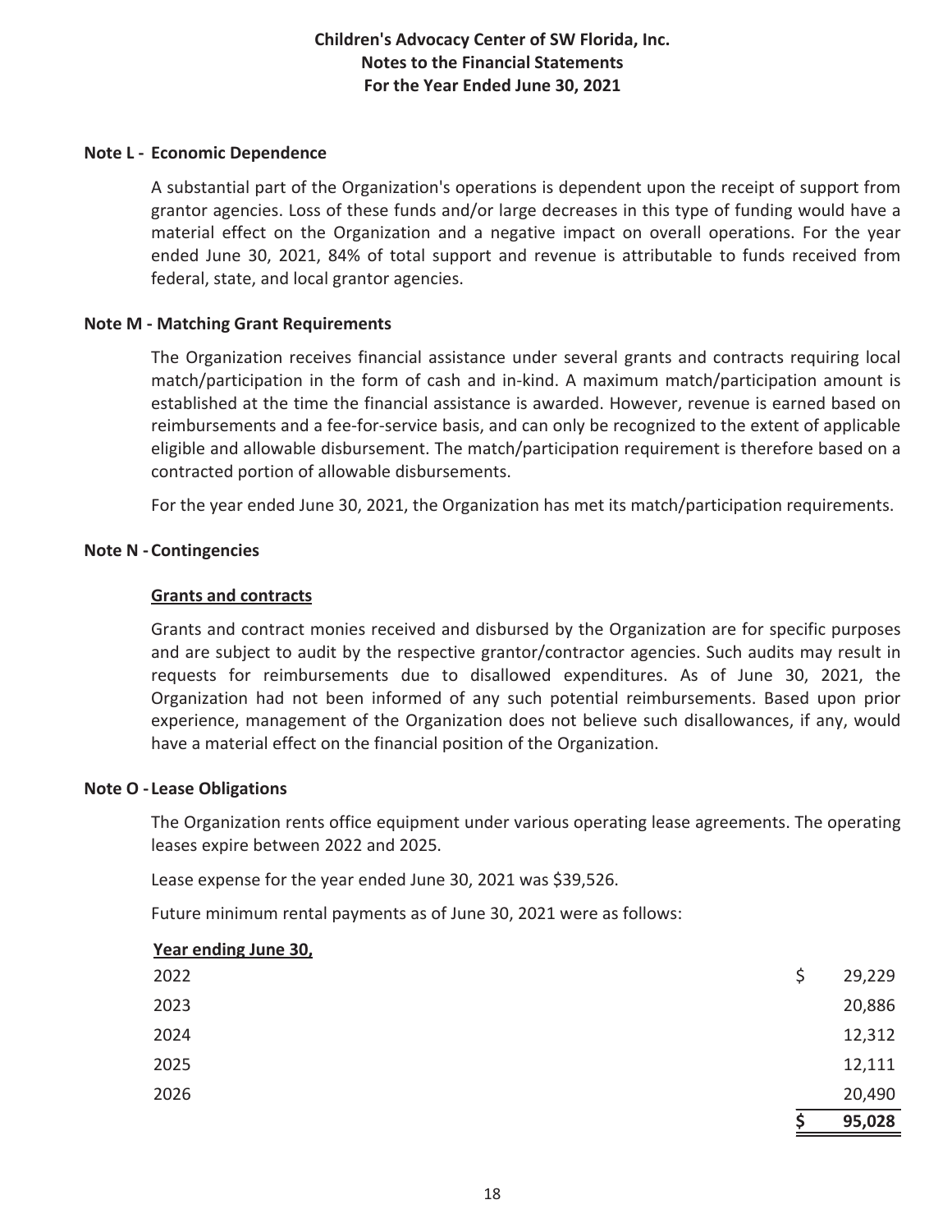# Children's Advocacy Center of SW Florida, Inc.
## Notes to the Financial Statements
## For the Year Ended June 30, 2021

### Note L - Economic Dependence

A substantial part of the Organization's operations is dependent upon the receipt of support from grantor agencies. Loss of these funds and/or large decreases in this type of funding would have a material effect on the Organization and a negative impact on overall operations. For the year ended June 30, 2021, 84% of total support and revenue is attributable to funds received from federal, state, and local grantor agencies.

### Note M - Matching Grant Requirements

The Organization receives financial assistance under several grants and contracts requiring local match/participation in the form of cash and in-kind. A maximum match/participation amount is established at the time the financial assistance is awarded. However, revenue is earned based on reimbursements and a fee-for-service basis, and can only be recognized to the extent of applicable eligible and allowable disbursement. The match/participation requirement is therefore based on a contracted portion of allowable disbursements.

For the year ended June 30, 2021, the Organization has met its match/participation requirements.

### Note N - Contingencies

**Grants and contracts**

Grants and contract monies received and disbursed by the Organization are for specific purposes and are subject to audit by the respective grantor/contractor agencies. Such audits may result in requests for reimbursements due to disallowed expenditures. As of June 30, 2021, the Organization had not been informed of any such potential reimbursements. Based upon prior experience, management of the Organization does not believe such disallowances, if any, would have a material effect on the financial position of the Organization.

### Note O - Lease Obligations

The Organization rents office equipment under various operating lease agreements. The operating leases expire between 2022 and 2025.

Lease expense for the year ended June 30, 2021 was $39,526.

Future minimum rental payments as of June 30, 2021 were as follows:

| Year ending June 30, | |
|---|---|
| 2022 | $ 29,229 |
| 2023 | 20,886 |
| 2024 | 12,312 |
| 2025 | 12,111 |
| 2026 | 20,490 |
| | $ 95,028 |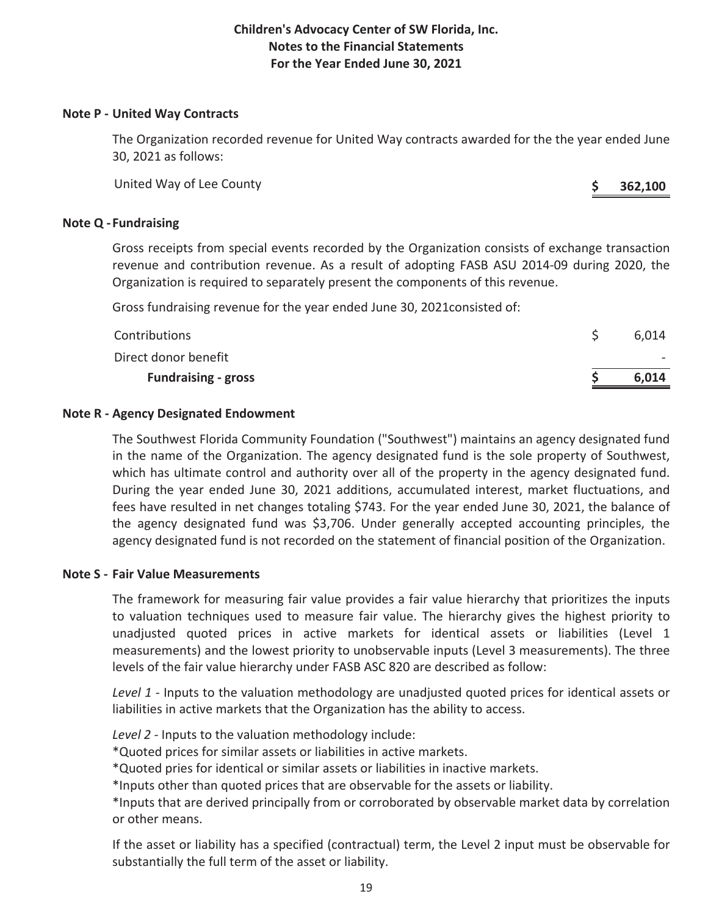**Children's Advocacy Center of SW Florida, Inc.**
**Notes to the Financial Statements**
**For the Year Ended June 30, 2021**

## Note P - United Way Contracts

The Organization recorded revenue for United Way contracts awarded for the the year ended June 30, 2021 as follows:

| | |
|---|---|
| United Way of Lee County | **$ 362,100** |

## Note Q - Fundraising

Gross receipts from special events recorded by the Organization consists of exchange transaction revenue and contribution revenue. As a result of adopting FASB ASU 2014-09 during 2020, the Organization is required to separately present the components of this revenue.

Gross fundraising revenue for the year ended June 30, 2021consisted of:

| | |
|---|---|
| Contributions | $ 6,014 |
| Direct donor benefit | - |
| **Fundraising - gross** | **$ 6,014** |

## Note R - Agency Designated Endowment

The Southwest Florida Community Foundation ("Southwest") maintains an agency designated fund in the name of the Organization. The agency designated fund is the sole property of Southwest, which has ultimate control and authority over all of the property in the agency designated fund. During the year ended June 30, 2021 additions, accumulated interest, market fluctuations, and fees have resulted in net changes totaling $743. For the year ended June 30, 2021, the balance of the agency designated fund was $3,706. Under generally accepted accounting principles, the agency designated fund is not recorded on the statement of financial position of the Organization.

## Note S - Fair Value Measurements

The framework for measuring fair value provides a fair value hierarchy that prioritizes the inputs to valuation techniques used to measure fair value. The hierarchy gives the highest priority to unadjusted quoted prices in active markets for identical assets or liabilities (Level 1 measurements) and the lowest priority to unobservable inputs (Level 3 measurements). The three levels of the fair value hierarchy under FASB ASC 820 are described as follow:

*Level 1* - Inputs to the valuation methodology are unadjusted quoted prices for identical assets or liabilities in active markets that the Organization has the ability to access.

*Level 2* - Inputs to the valuation methodology include:
*Quoted prices for similar assets or liabilities in active markets.
*Quoted pries for identical or similar assets or liabilities in inactive markets.
*Inputs other than quoted prices that are observable for the assets or liability.
*Inputs that are derived principally from or corroborated by observable market data by correlation or other means.

If the asset or liability has a specified (contractual) term, the Level 2 input must be observable for substantially the full term of the asset or liability.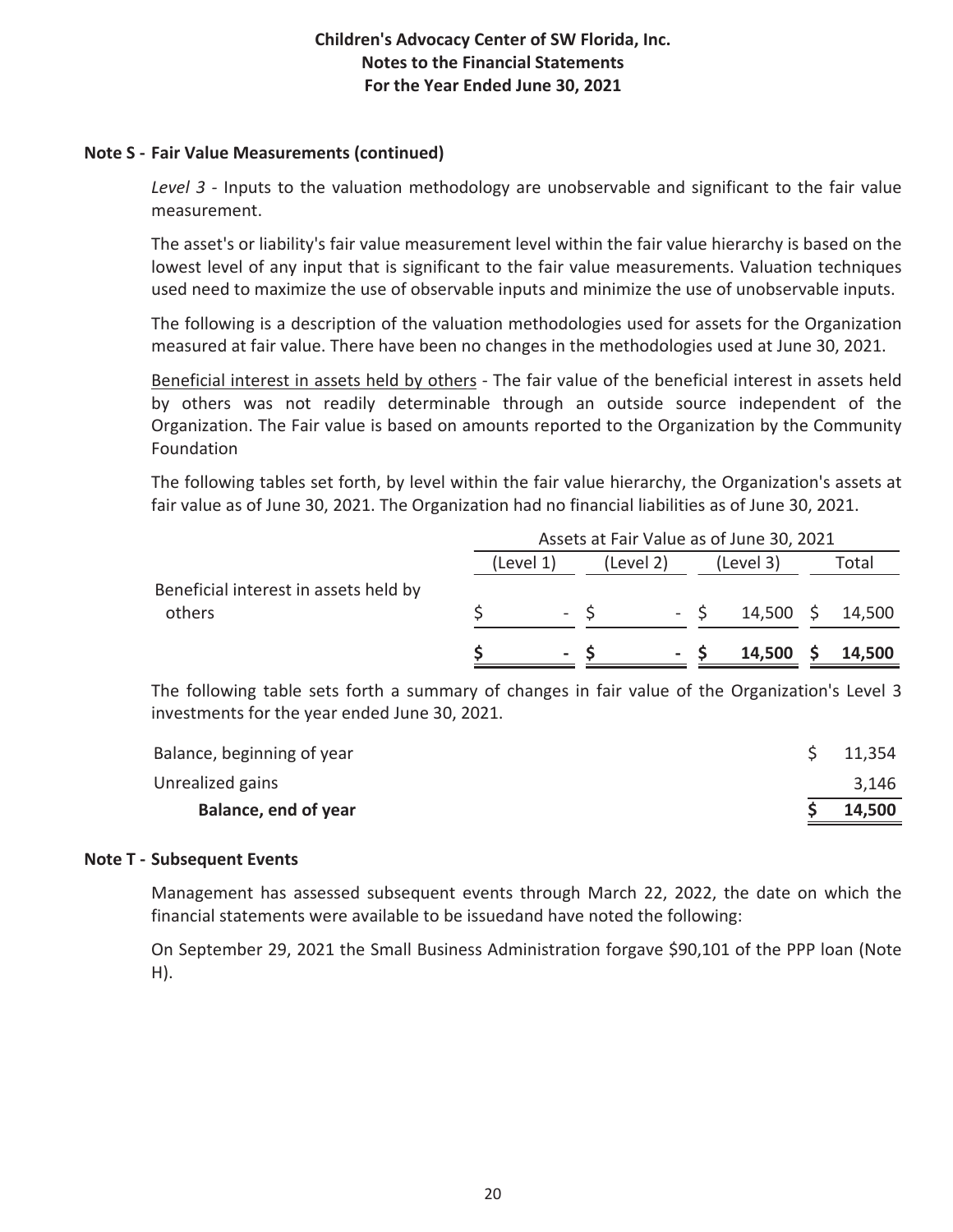### Note S - Fair Value Measurements (continued)

*Level 3* - Inputs to the valuation methodology are unobservable and significant to the fair value measurement.

The asset's or liability's fair value measurement level within the fair value hierarchy is based on the lowest level of any input that is significant to the fair value measurements. Valuation techniques used need to maximize the use of observable inputs and minimize the use of unobservable inputs.

The following is a description of the valuation methodologies used for assets for the Organization measured at fair value. There have been no changes in the methodologies used at June 30, 2021.

Beneficial interest in assets held by others - The fair value of the beneficial interest in assets held by others was not readily determinable through an outside source independent of the Organization. The Fair value is based on amounts reported to the Organization by the Community Foundation

The following tables set forth, by level within the fair value hierarchy, the Organization's assets at fair value as of June 30, 2021. The Organization had no financial liabilities as of June 30, 2021.

| | Assets at Fair Value as of June 30, 2021 | | | |
|---|---|---|---|---|
| | (Level 1) | (Level 2) | (Level 3) | Total |
| Beneficial interest in assets held by others | $ - | $ - | $ 14,500 | $ 14,500 |
| | **$ -** | **$ -** | **$ 14,500** | **$ 14,500** |

The following table sets forth a summary of changes in fair value of the Organization's Level 3 investments for the year ended June 30, 2021.

| | |
|---|---|
| Balance, beginning of year | $ 11,354 |
| Unrealized gains | 3,146 |
| **Balance, end of year** | **$ 14,500** |

### Note T - Subsequent Events

Management has assessed subsequent events through March 22, 2022, the date on which the financial statements were available to be issuedand have noted the following:

On September 29, 2021 the Small Business Administration forgave $90,101 of the PPP loan (Note H).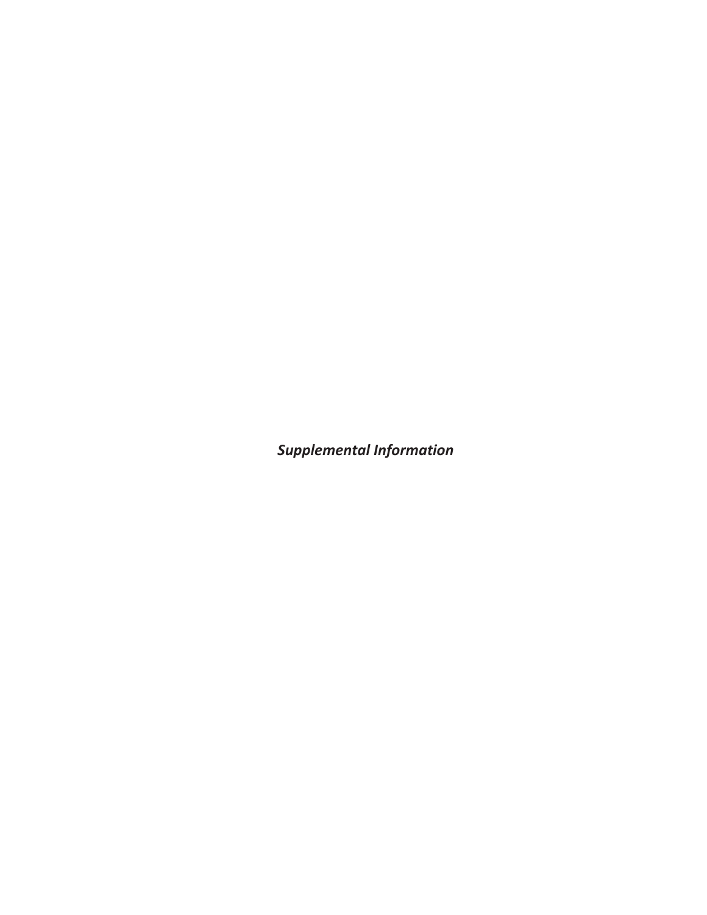***Supplemental Information***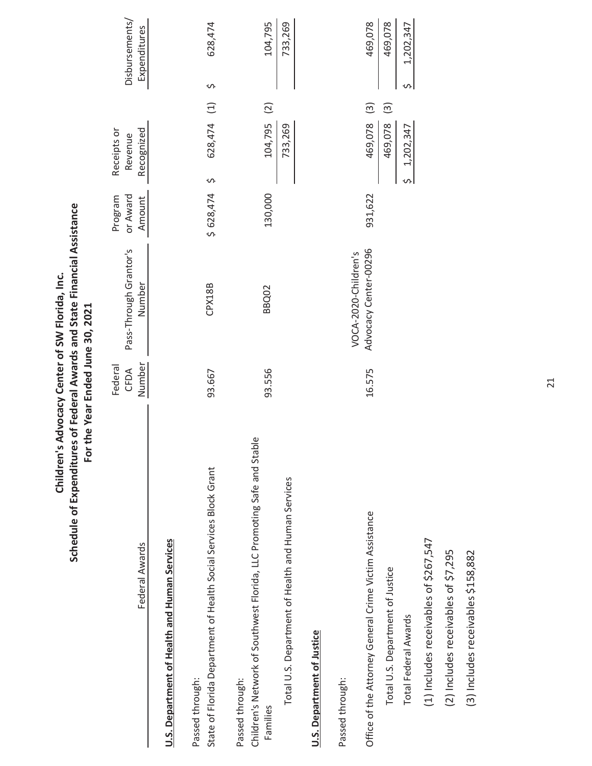# Children's Advocacy Center of SW Florida, Inc.

## Schedule of Expenditures of Federal Awards and State Financial Assistance

### For the Year Ended June 30, 2021

| Federal Awards | Federal CFDA Number | Pass-Through Grantor's Number | Program or Award Amount | Receipts or Revenue Recognized | | Disbursements/ Expenditures |
|---|---|---|---|---|---|---|
| **U.S. Department of Health and Human Services** | | | | | | |
| Passed through: | | | | | | |
| State of Florida Department of Health Social Services Block Grant | 93.667 | CPX18B | $ 628,474 | $ 628,474 | (1) | $ 628,474 |
| Passed through: | | | | | | |
| Children's Network of Southwest Florida, LLC Promoting Safe and Stable Families | 93.556 | BBQ02 | 130,000 | 104,795 | (2) | 104,795 |
| Total U.S. Department of Health and Human Services | | | | 733,269 | | 733,269 |
| **U.S. Department of Justice** | | | | | | |
| Passed through: | | | | | | |
| Office of the Attorney General Crime Victim Assistance | 16.575 | VOCA-2020-Children's Advocacy Center-00296 | 931,622 | 469,078 | (3) | 469,078 |
| Total U.S. Department of Justice | | | | 469,078 | (3) | 469,078 |
| Total Federal Awards | | | | $ 1,202,347 | | $ 1,202,347 |

(1) Includes receivables of $267,547

(2) Includes receivables of $7,295

(3) Includes receivables $158,882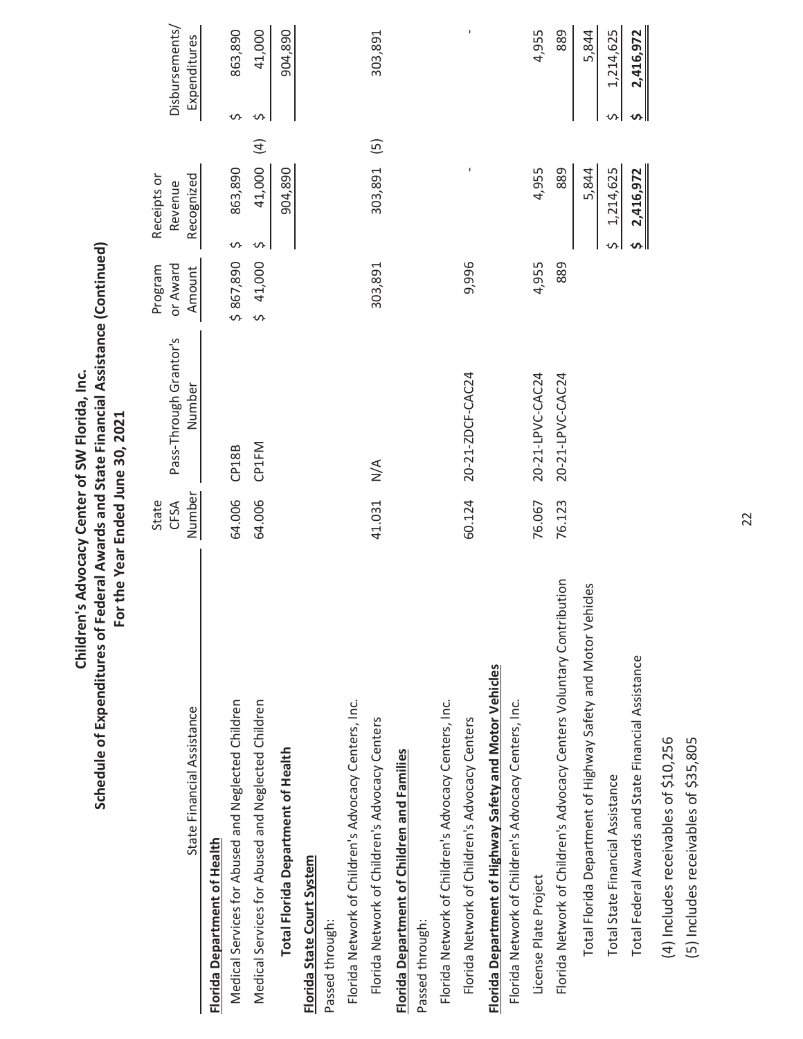# Children's Advocacy Center of SW Florida, Inc.
## Schedule of Expenditures of Federal Awards and State Financial Assistance (Continued)
### For the Year Ended June 30, 2021

| State Financial Assistance | State CFSA Number | Pass-Through Grantor's Number | Program or Award Amount | Receipts or Revenue Recognized | Disbursements/ Expenditures |
|---|---|---|---|---|---|
| **Florida Department of Health** | | | | | |
| Medical Services for Abused and Neglected Children | 64.006 | CP18B | $ 867,890 | $ 863,890 | $ 863,890 |
| Medical Services for Abused and Neglected Children | 64.006 | CP1FM | $ 41,000 | $ 41,000 (4) | $ 41,000 |
| **Total Florida Department of Health** | | | | 904,890 | 904,890 |
| **Florida State Court System** | | | | | |
| Passed through: | | | | | |
| Florida Network of Children's Advocacy Centers, Inc. | | | | | |
| Florida Network of Children's Advocacy Centers | 41.031 | N/A | 303,891 | 303,891 (5) | 303,891 |
| **Florida Department of Children and Families** | | | | | |
| Passed through: | | | | | |
| Florida Network of Children's Advocacy Centers, Inc. | | | | | |
| Florida Network of Children's Advocacy Centers | 60.124 | 20-21-ZDCF-CAC24 | 9,996 | - | - |
| **Florida Department of Highway Safety and Motor Vehicles** | | | | | |
| Florida Network of Children's Advocacy Centers, Inc. | | | | | |
| License Plate Project | 76.067 | 20-21-LPVC-CAC24 | 4,955 | 4,955 | 4,955 |
| Florida Network of Children's Advocacy Centers Voluntary Contribution | 76.123 | 20-21-LPVC-CAC24 | 889 | 889 | 889 |
| Total Florida Department of Highway Safety and Motor Vehicles | | | | 5,844 | 5,844 |
| Total State Financial Assistance | | | | $ 1,214,625 | $ 1,214,625 |
| Total Federal Awards and State Financial Assistance | | | | **$ 2,416,972** | **$ 2,416,972** |

(4) Includes receivables of $10,256

(5) Includes receivables of $35,805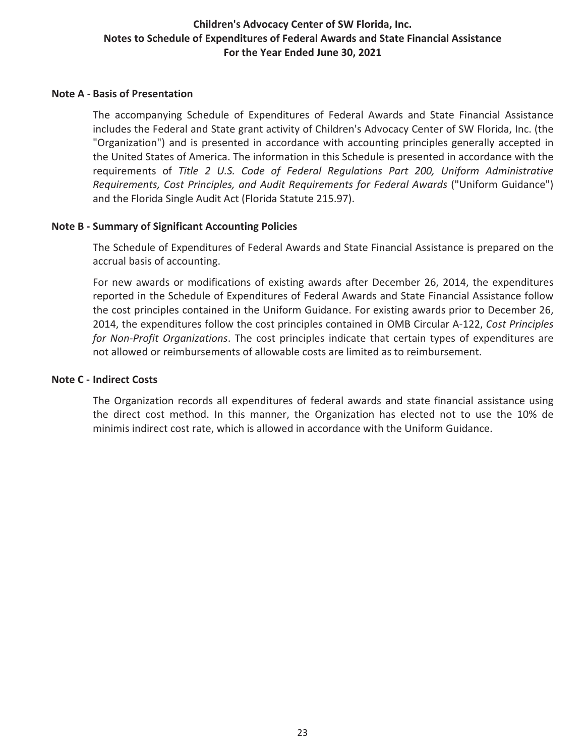# Children's Advocacy Center of SW Florida, Inc.
## Notes to Schedule of Expenditures of Federal Awards and State Financial Assistance
### For the Year Ended June 30, 2021

**Note A - Basis of Presentation**

The accompanying Schedule of Expenditures of Federal Awards and State Financial Assistance includes the Federal and State grant activity of Children's Advocacy Center of SW Florida, Inc. (the "Organization") and is presented in accordance with accounting principles generally accepted in the United States of America. The information in this Schedule is presented in accordance with the requirements of *Title 2 U.S. Code of Federal Regulations Part 200, Uniform Administrative Requirements, Cost Principles, and Audit Requirements for Federal Awards* ("Uniform Guidance") and the Florida Single Audit Act (Florida Statute 215.97).

**Note B - Summary of Significant Accounting Policies**

The Schedule of Expenditures of Federal Awards and State Financial Assistance is prepared on the accrual basis of accounting.

For new awards or modifications of existing awards after December 26, 2014, the expenditures reported in the Schedule of Expenditures of Federal Awards and State Financial Assistance follow the cost principles contained in the Uniform Guidance. For existing awards prior to December 26, 2014, the expenditures follow the cost principles contained in OMB Circular A-122, *Cost Principles for Non-Profit Organizations*. The cost principles indicate that certain types of expenditures are not allowed or reimbursements of allowable costs are limited as to reimbursement.

**Note C - Indirect Costs**

The Organization records all expenditures of federal awards and state financial assistance using the direct cost method. In this manner, the Organization has elected not to use the 10% de minimis indirect cost rate, which is allowed in accordance with the Uniform Guidance.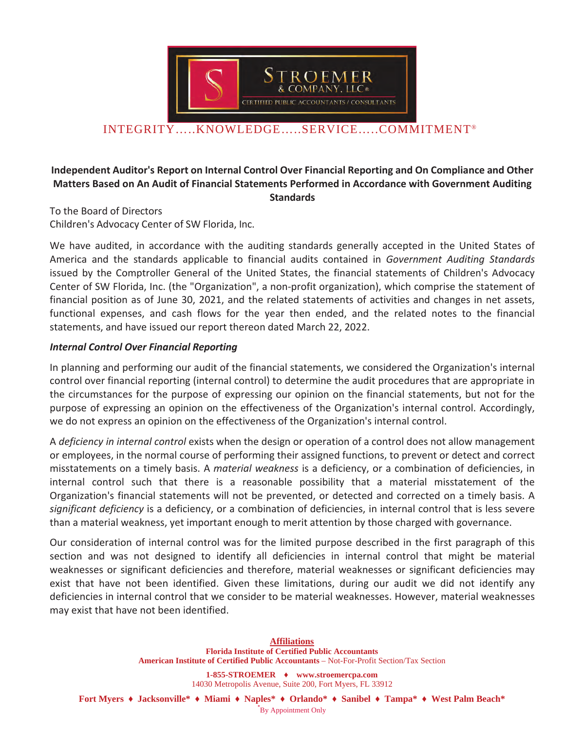STROEMER & COMPANY, LLC®

CERTIFIED PUBLIC ACCOUNTANTS / CONSULTANTS

INTEGRITY.....KNOWLEDGE.....SERVICE.....COMMITMENT®

## Independent Auditor's Report on Internal Control Over Financial Reporting and On Compliance and Other Matters Based on An Audit of Financial Statements Performed in Accordance with Government Auditing Standards

To the Board of Directors
Children's Advocacy Center of SW Florida, Inc.

We have audited, in accordance with the auditing standards generally accepted in the United States of America and the standards applicable to financial audits contained in *Government Auditing Standards* issued by the Comptroller General of the United States, the financial statements of Children's Advocacy Center of SW Florida, Inc. (the "Organization", a non-profit organization), which comprise the statement of financial position as of June 30, 2021, and the related statements of activities and changes in net assets, functional expenses, and cash flows for the year then ended, and the related notes to the financial statements, and have issued our report thereon dated March 22, 2022.

***Internal Control Over Financial Reporting***

In planning and performing our audit of the financial statements, we considered the Organization's internal control over financial reporting (internal control) to determine the audit procedures that are appropriate in the circumstances for the purpose of expressing our opinion on the financial statements, but not for the purpose of expressing an opinion on the effectiveness of the Organization's internal control. Accordingly, we do not express an opinion on the effectiveness of the Organization's internal control.

A *deficiency in internal control* exists when the design or operation of a control does not allow management or employees, in the normal course of performing their assigned functions, to prevent or detect and correct misstatements on a timely basis. A *material weakness* is a deficiency, or a combination of deficiencies, in internal control such that there is a reasonable possibility that a material misstatement of the Organization's financial statements will not be prevented, or detected and corrected on a timely basis. A *significant deficiency* is a deficiency, or a combination of deficiencies, in internal control that is less severe than a material weakness, yet important enough to merit attention by those charged with governance.

Our consideration of internal control was for the limited purpose described in the first paragraph of this section and was not designed to identify all deficiencies in internal control that might be material weaknesses or significant deficiencies and therefore, material weaknesses or significant deficiencies may exist that have not been identified. Given these limitations, during our audit we did not identify any deficiencies in internal control that we consider to be material weaknesses. However, material weaknesses may exist that have not been identified.

**Affiliations**
**Florida Institute of Certified Public Accountants**
**American Institute of Certified Public Accountants** – Not-For-Profit Section/Tax Section

**1-855-STROEMER ♦ www.stroemercpa.com**
14030 Metropolis Avenue, Suite 200, Fort Myers, FL 33912

**Fort Myers ♦ Jacksonville* ♦ Miami ♦ Naples* ♦ Orlando* ♦ Sanibel ♦ Tampa* ♦ West Palm Beach***
*By Appointment Only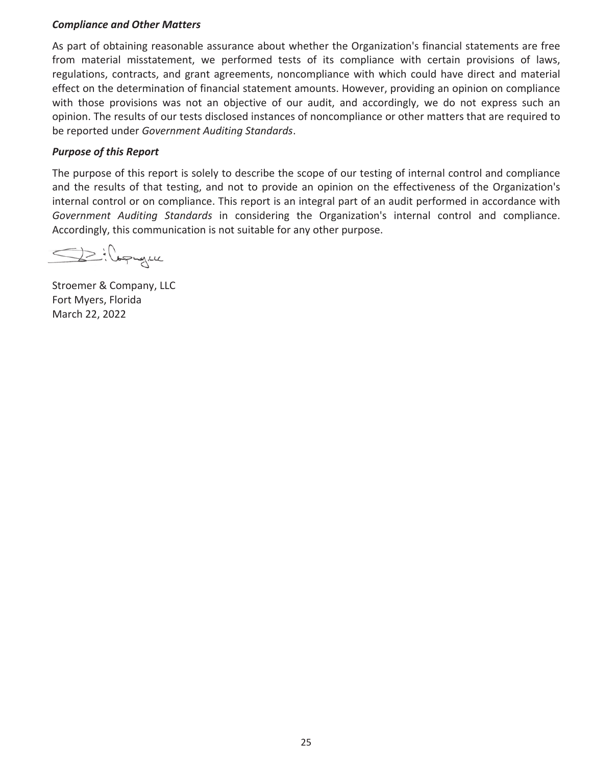### *Compliance and Other Matters*

As part of obtaining reasonable assurance about whether the Organization's financial statements are free from material misstatement, we performed tests of its compliance with certain provisions of laws, regulations, contracts, and grant agreements, noncompliance with which could have direct and material effect on the determination of financial statement amounts. However, providing an opinion on compliance with those provisions was not an objective of our audit, and accordingly, we do not express such an opinion. The results of our tests disclosed instances of noncompliance or other matters that are required to be reported under *Government Auditing Standards*.

### *Purpose of this Report*

The purpose of this report is solely to describe the scope of our testing of internal control and compliance and the results of that testing, and not to provide an opinion on the effectiveness of the Organization's internal control or on compliance. This report is an integral part of an audit performed in accordance with *Government Auditing Standards* in considering the Organization's internal control and compliance. Accordingly, this communication is not suitable for any other purpose.

Stroemer & Company, LLC
Fort Myers, Florida
March 22, 2022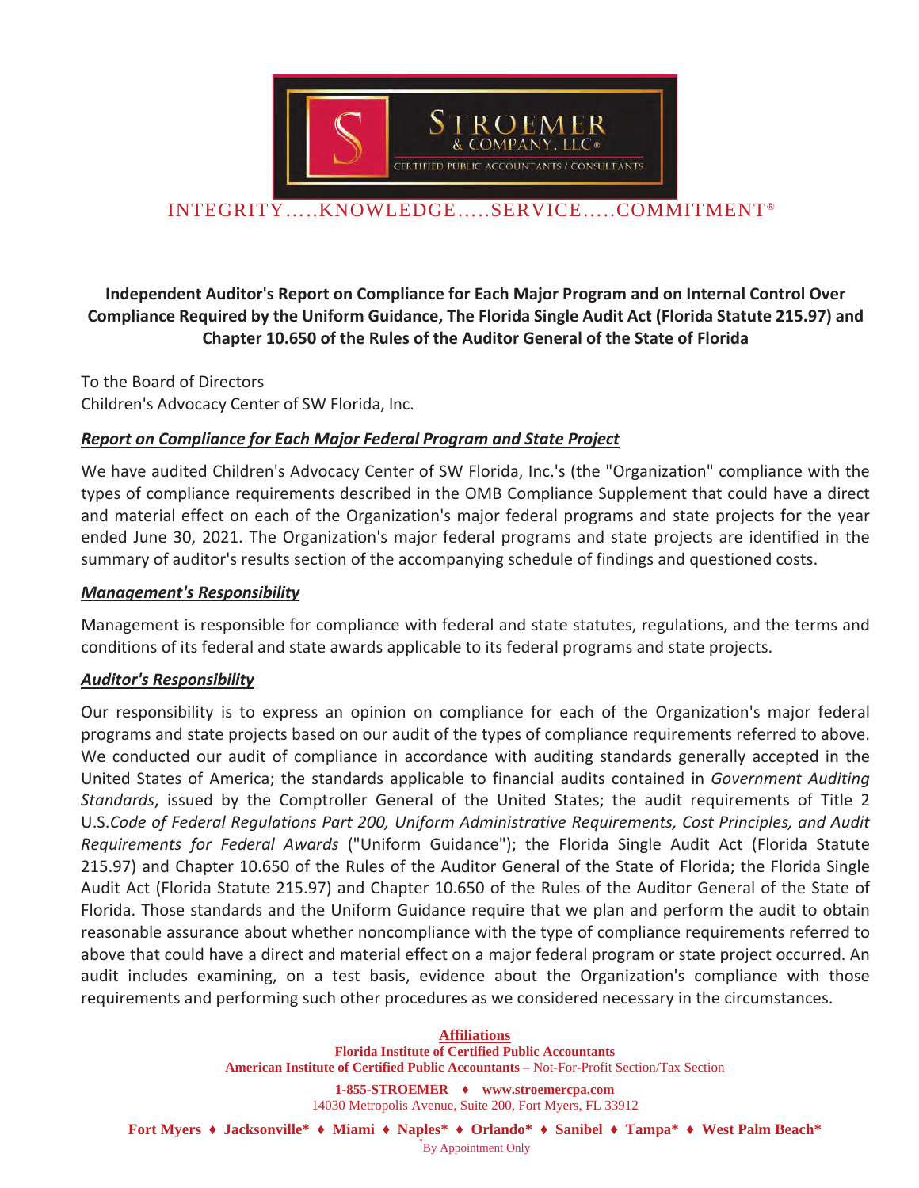STROEMER & COMPANY, LLC®
CERTIFIED PUBLIC ACCOUNTANTS / CONSULTANTS

INTEGRITY.....KNOWLEDGE.....SERVICE.....COMMITMENT®

**Independent Auditor's Report on Compliance for Each Major Program and on Internal Control Over Compliance Required by the Uniform Guidance, The Florida Single Audit Act (Florida Statute 215.97) and Chapter 10.650 of the Rules of the Auditor General of the State of Florida**

To the Board of Directors
Children's Advocacy Center of SW Florida, Inc.

***Report on Compliance for Each Major Federal Program and State Project***

We have audited Children's Advocacy Center of SW Florida, Inc.'s (the "Organization" compliance with the types of compliance requirements described in the OMB Compliance Supplement that could have a direct and material effect on each of the Organization's major federal programs and state projects for the year ended June 30, 2021. The Organization's major federal programs and state projects are identified in the summary of auditor's results section of the accompanying schedule of findings and questioned costs.

***Management's Responsibility***

Management is responsible for compliance with federal and state statutes, regulations, and the terms and conditions of its federal and state awards applicable to its federal programs and state projects.

***Auditor's Responsibility***

Our responsibility is to express an opinion on compliance for each of the Organization's major federal programs and state projects based on our audit of the types of compliance requirements referred to above. We conducted our audit of compliance in accordance with auditing standards generally accepted in the United States of America; the standards applicable to financial audits contained in *Government Auditing Standards*, issued by the Comptroller General of the United States; the audit requirements of Title 2 U.S.*Code of Federal Regulations Part 200, Uniform Administrative Requirements, Cost Principles, and Audit Requirements for Federal Awards* ("Uniform Guidance"); the Florida Single Audit Act (Florida Statute 215.97) and Chapter 10.650 of the Rules of the Auditor General of the State of Florida; the Florida Single Audit Act (Florida Statute 215.97) and Chapter 10.650 of the Rules of the Auditor General of the State of Florida. Those standards and the Uniform Guidance require that we plan and perform the audit to obtain reasonable assurance about whether noncompliance with the type of compliance requirements referred to above that could have a direct and material effect on a major federal program or state project occurred. An audit includes examining, on a test basis, evidence about the Organization's compliance with those requirements and performing such other procedures as we considered necessary in the circumstances.

**Affiliations**
**Florida Institute of Certified Public Accountants**
**American Institute of Certified Public Accountants** – Not-For-Profit Section/Tax Section

**1-855-STROEMER ♦ www.stroemercpa.com**
14030 Metropolis Avenue, Suite 200, Fort Myers, FL 33912

**Fort Myers ♦ Jacksonville* ♦ Miami ♦ Naples* ♦ Orlando* ♦ Sanibel ♦ Tampa* ♦ West Palm Beach***
*By Appointment Only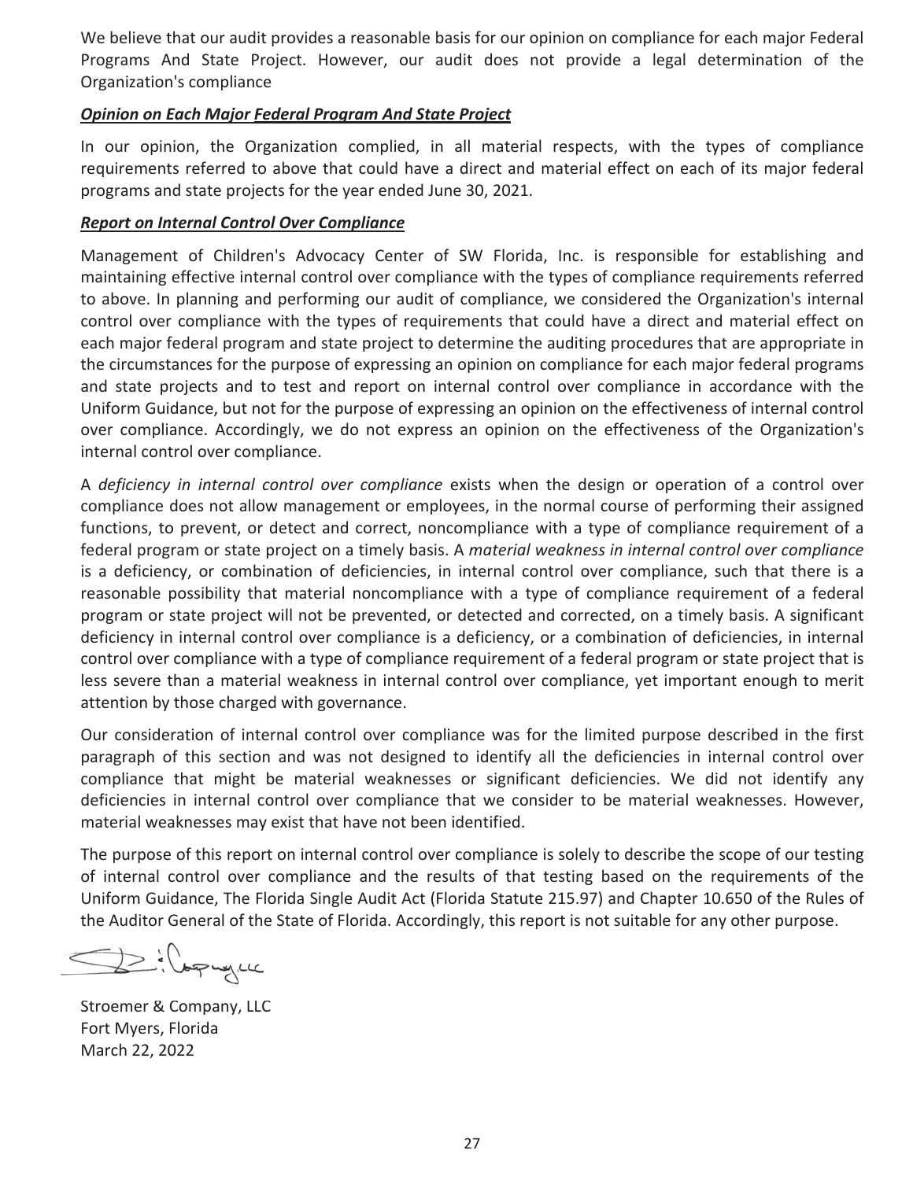We believe that our audit provides a reasonable basis for our opinion on compliance for each major Federal Programs And State Project. However, our audit does not provide a legal determination of the Organization's compliance

***Opinion on Each Major Federal Program And State Project***

In our opinion, the Organization complied, in all material respects, with the types of compliance requirements referred to above that could have a direct and material effect on each of its major federal programs and state projects for the year ended June 30, 2021.

***Report on Internal Control Over Compliance***

Management of Children's Advocacy Center of SW Florida, Inc. is responsible for establishing and maintaining effective internal control over compliance with the types of compliance requirements referred to above. In planning and performing our audit of compliance, we considered the Organization's internal control over compliance with the types of requirements that could have a direct and material effect on each major federal program and state project to determine the auditing procedures that are appropriate in the circumstances for the purpose of expressing an opinion on compliance for each major federal programs and state projects and to test and report on internal control over compliance in accordance with the Uniform Guidance, but not for the purpose of expressing an opinion on the effectiveness of internal control over compliance. Accordingly, we do not express an opinion on the effectiveness of the Organization's internal control over compliance.

A *deficiency in internal control over compliance* exists when the design or operation of a control over compliance does not allow management or employees, in the normal course of performing their assigned functions, to prevent, or detect and correct, noncompliance with a type of compliance requirement of a federal program or state project on a timely basis. A *material weakness in internal control over compliance* is a deficiency, or combination of deficiencies, in internal control over compliance, such that there is a reasonable possibility that material noncompliance with a type of compliance requirement of a federal program or state project will not be prevented, or detected and corrected, on a timely basis. A significant deficiency in internal control over compliance is a deficiency, or a combination of deficiencies, in internal control over compliance with a type of compliance requirement of a federal program or state project that is less severe than a material weakness in internal control over compliance, yet important enough to merit attention by those charged with governance.

Our consideration of internal control over compliance was for the limited purpose described in the first paragraph of this section and was not designed to identify all the deficiencies in internal control over compliance that might be material weaknesses or significant deficiencies. We did not identify any deficiencies in internal control over compliance that we consider to be material weaknesses. However, material weaknesses may exist that have not been identified.

The purpose of this report on internal control over compliance is solely to describe the scope of our testing of internal control over compliance and the results of that testing based on the requirements of the Uniform Guidance, The Florida Single Audit Act (Florida Statute 215.97) and Chapter 10.650 of the Rules of the Auditor General of the State of Florida. Accordingly, this report is not suitable for any other purpose.

Stroemer & Company, LLC
Fort Myers, Florida
March 22, 2022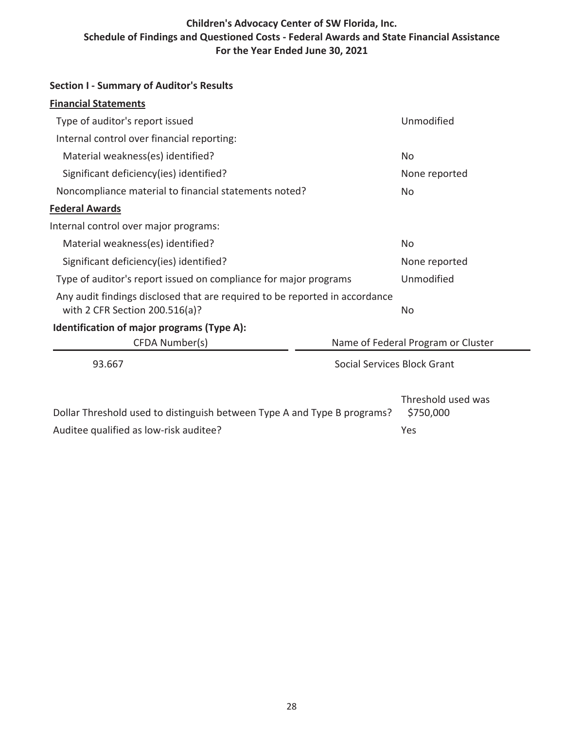# Children's Advocacy Center of SW Florida, Inc.
## Schedule of Findings and Questioned Costs - Federal Awards and State Financial Assistance
### For the Year Ended June 30, 2021

**Section I - Summary of Auditor's Results**

**Financial Statements**

| | |
|---|---|
| Type of auditor's report issued | Unmodified |
| Internal control over financial reporting: | |
| Material weakness(es) identified? | No |
| Significant deficiency(ies) identified? | None reported |
| Noncompliance material to financial statements noted? | No |

**Federal Awards**

| | |
|---|---|
| Internal control over major programs: | |
| Material weakness(es) identified? | No |
| Significant deficiency(ies) identified? | None reported |
| Type of auditor's report issued on compliance for major programs | Unmodified |
| Any audit findings disclosed that are required to be reported in accordance with 2 CFR Section 200.516(a)? | No |

**Identification of major programs (Type A):**

| CFDA Number(s) | Name of Federal Program or Cluster |
|---|---|
| 93.667 | Social Services Block Grant |

| | |
|---|---|
| Dollar Threshold used to distinguish between Type A and Type B programs? | Threshold used was $750,000 |
| Auditee qualified as low-risk auditee? | Yes |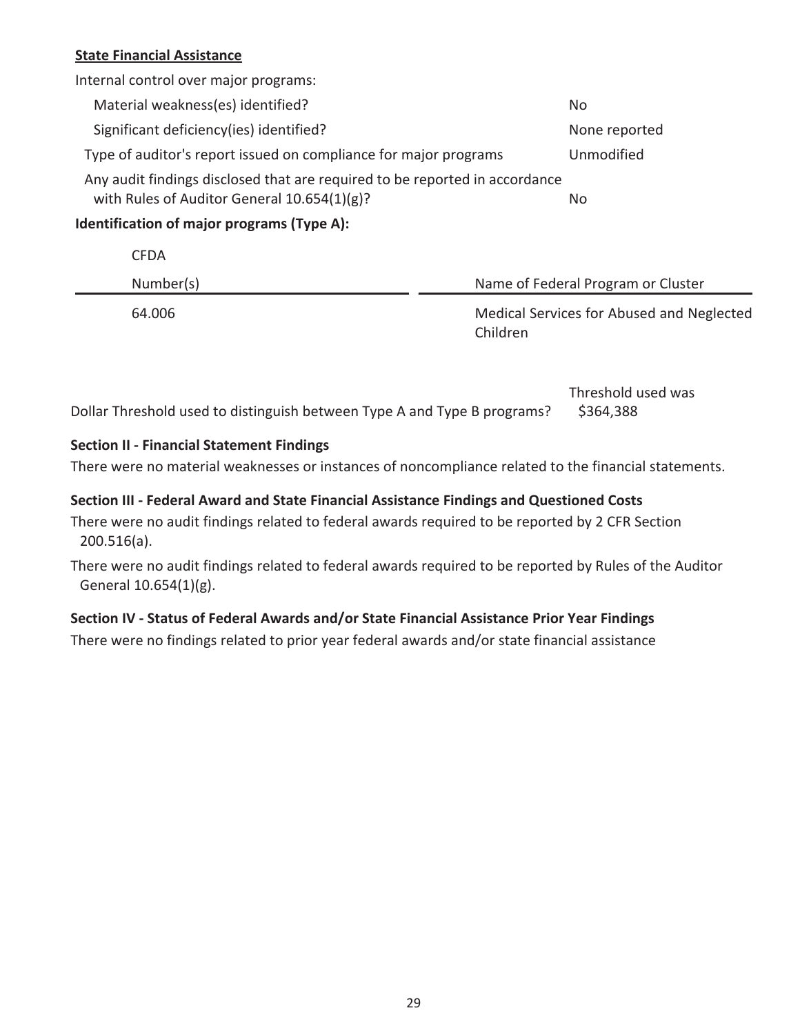**State Financial Assistance**

Internal control over major programs:

| | |
|---|---|
| Material weakness(es) identified? | No |
| Significant deficiency(ies) identified? | None reported |
| Type of auditor's report issued on compliance for major programs | Unmodified |
| Any audit findings disclosed that are required to be reported in accordance with Rules of Auditor General 10.654(1)(g)? | No |

**Identification of major programs (Type A):**

| CFDA Number(s) | Name of Federal Program or Cluster |
|---|---|
| 64.006 | Medical Services for Abused and Neglected Children |

| | |
|---|---|
| Dollar Threshold used to distinguish between Type A and Type B programs? | Threshold used was $364,388 |

**Section II - Financial Statement Findings**

There were no material weaknesses or instances of noncompliance related to the financial statements.

**Section III - Federal Award and State Financial Assistance Findings and Questioned Costs**

There were no audit findings related to federal awards required to be reported by 2 CFR Section 200.516(a).

There were no audit findings related to federal awards required to be reported by Rules of the Auditor General 10.654(1)(g).

**Section IV - Status of Federal Awards and/or State Financial Assistance Prior Year Findings**

There were no findings related to prior year federal awards and/or state financial assistance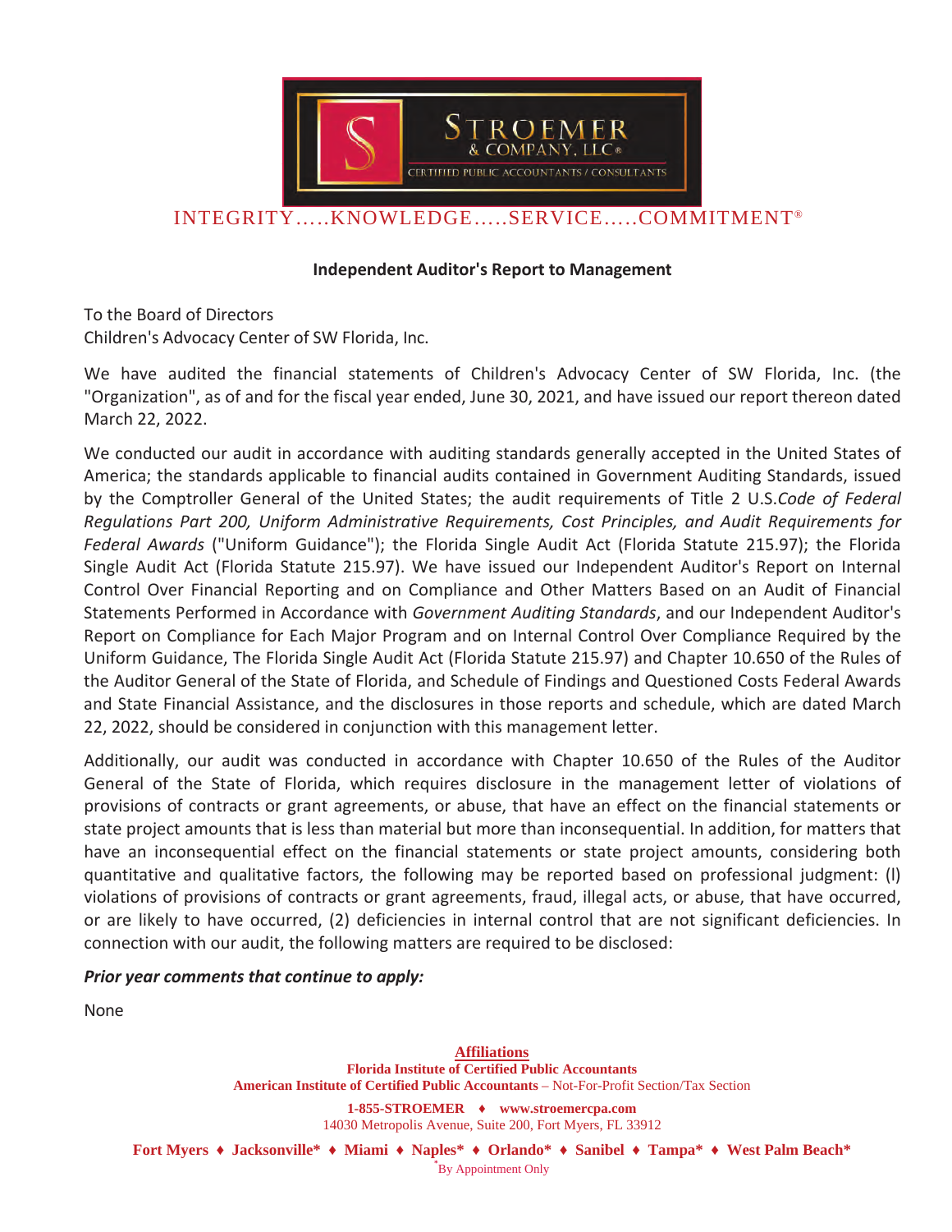STROEMER & COMPANY, LLC®
CERTIFIED PUBLIC ACCOUNTANTS / CONSULTANTS

INTEGRITY.....KNOWLEDGE.....SERVICE.....COMMITMENT®

**Independent Auditor's Report to Management**

To the Board of Directors
Children's Advocacy Center of SW Florida, Inc.

We have audited the financial statements of Children's Advocacy Center of SW Florida, Inc. (the "Organization", as of and for the fiscal year ended, June 30, 2021, and have issued our report thereon dated March 22, 2022.

We conducted our audit in accordance with auditing standards generally accepted in the United States of America; the standards applicable to financial audits contained in Government Auditing Standards, issued by the Comptroller General of the United States; the audit requirements of Title 2 U.S.*Code of Federal Regulations Part 200, Uniform Administrative Requirements, Cost Principles, and Audit Requirements for Federal Awards* ("Uniform Guidance"); the Florida Single Audit Act (Florida Statute 215.97); the Florida Single Audit Act (Florida Statute 215.97). We have issued our Independent Auditor's Report on Internal Control Over Financial Reporting and on Compliance and Other Matters Based on an Audit of Financial Statements Performed in Accordance with *Government Auditing Standards*, and our Independent Auditor's Report on Compliance for Each Major Program and on Internal Control Over Compliance Required by the Uniform Guidance, The Florida Single Audit Act (Florida Statute 215.97) and Chapter 10.650 of the Rules of the Auditor General of the State of Florida, and Schedule of Findings and Questioned Costs Federal Awards and State Financial Assistance, and the disclosures in those reports and schedule, which are dated March 22, 2022, should be considered in conjunction with this management letter.

Additionally, our audit was conducted in accordance with Chapter 10.650 of the Rules of the Auditor General of the State of Florida, which requires disclosure in the management letter of violations of provisions of contracts or grant agreements, or abuse, that have an effect on the financial statements or state project amounts that is less than material but more than inconsequential. In addition, for matters that have an inconsequential effect on the financial statements or state project amounts, considering both quantitative and qualitative factors, the following may be reported based on professional judgment: (l) violations of provisions of contracts or grant agreements, fraud, illegal acts, or abuse, that have occurred, or are likely to have occurred, (2) deficiencies in internal control that are not significant deficiencies. In connection with our audit, the following matters are required to be disclosed:

***Prior year comments that continue to apply:***

None

**Affiliations**
**Florida Institute of Certified Public Accountants**
**American Institute of Certified Public Accountants** – Not-For-Profit Section/Tax Section

**1-855-STROEMER ♦ www.stroemercpa.com**
14030 Metropolis Avenue, Suite 200, Fort Myers, FL 33912

**Fort Myers ♦ Jacksonville* ♦ Miami ♦ Naples* ♦ Orlando* ♦ Sanibel ♦ Tampa* ♦ West Palm Beach***
*By Appointment Only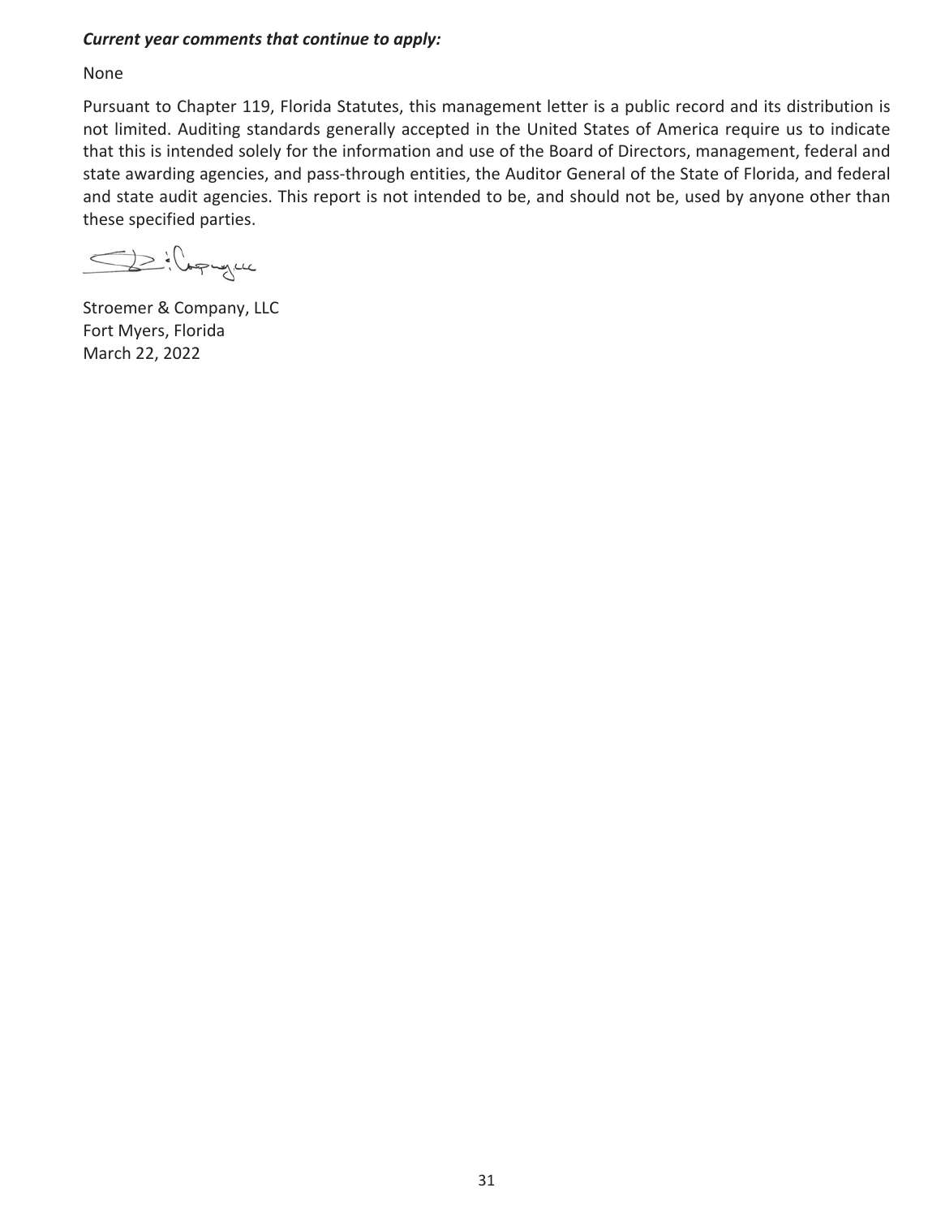***Current year comments that continue to apply:***

None

Pursuant to Chapter 119, Florida Statutes, this management letter is a public record and its distribution is not limited. Auditing standards generally accepted in the United States of America require us to indicate that this is intended solely for the information and use of the Board of Directors, management, federal and state awarding agencies, and pass-through entities, the Auditor General of the State of Florida, and federal and state audit agencies. This report is not intended to be, and should not be, used by anyone other than these specified parties.

Stroemer & Company, LLC
Fort Myers, Florida
March 22, 2022